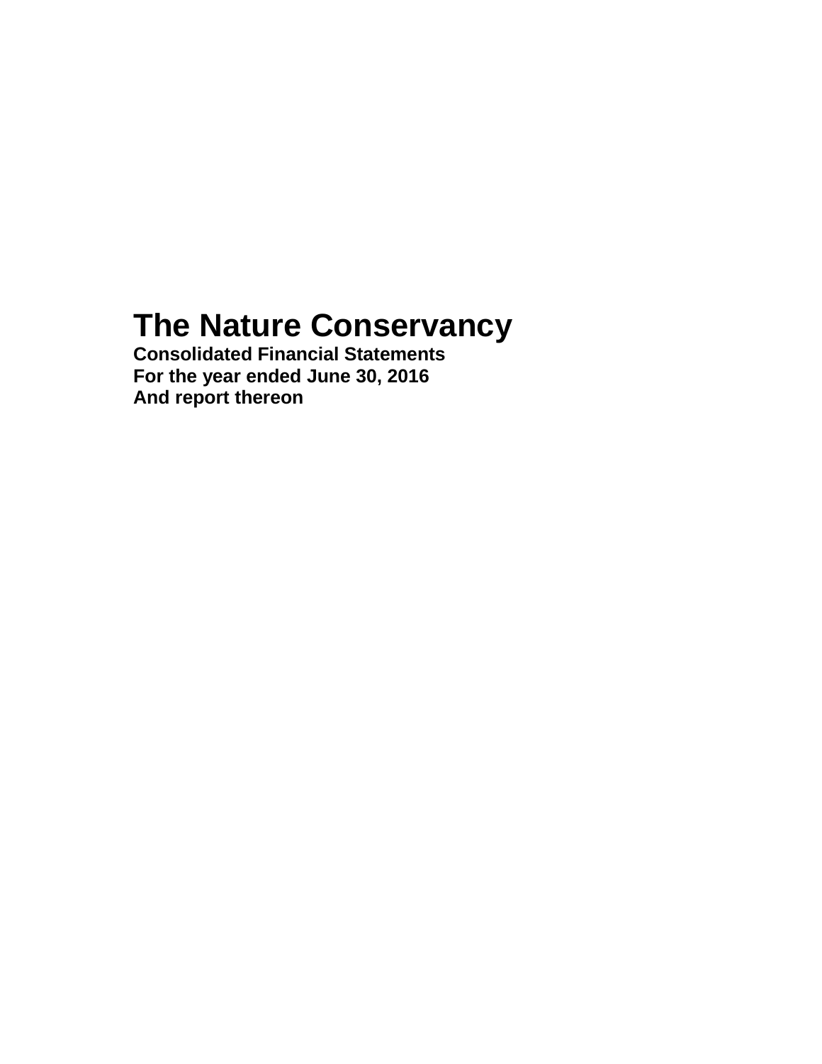# The Nature Conservancy

**Consolidated Financial Statements**
**For the year ended June 30, 2016**
**And report thereon**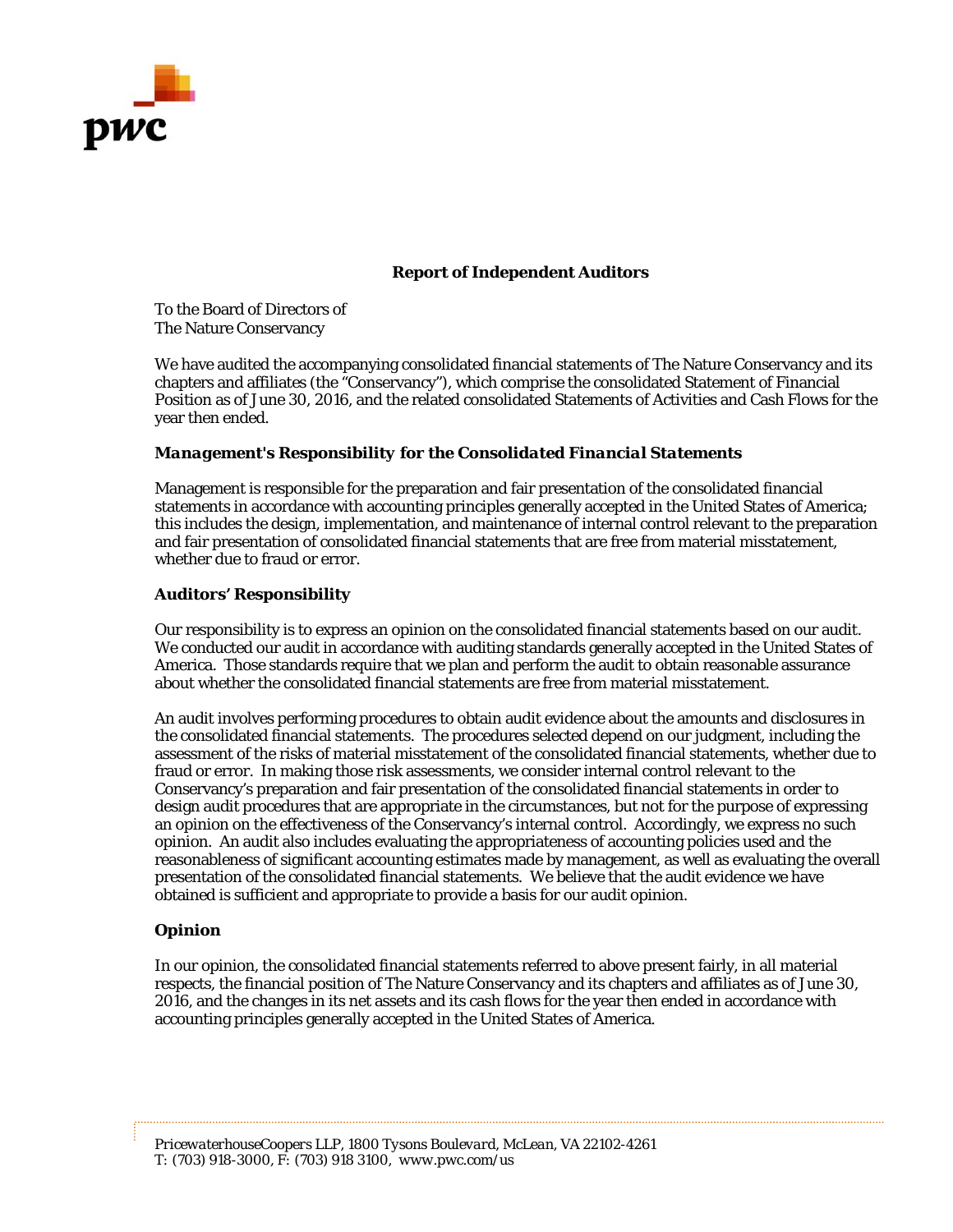pwc

## Report of Independent Auditors

To the Board of Directors of
The Nature Conservancy

We have audited the accompanying consolidated financial statements of The Nature Conservancy and its chapters and affiliates (the "Conservancy"), which comprise the consolidated Statement of Financial Position as of June 30, 2016, and the related consolidated Statements of Activities and Cash Flows for the year then ended.

### *Management's Responsibility for the Consolidated Financial Statements*

Management is responsible for the preparation and fair presentation of the consolidated financial statements in accordance with accounting principles generally accepted in the United States of America; this includes the design, implementation, and maintenance of internal control relevant to the preparation and fair presentation of consolidated financial statements that are free from material misstatement, whether due to fraud or error.

### Auditors' Responsibility

Our responsibility is to express an opinion on the consolidated financial statements based on our audit. We conducted our audit in accordance with auditing standards generally accepted in the United States of America. Those standards require that we plan and perform the audit to obtain reasonable assurance about whether the consolidated financial statements are free from material misstatement.

An audit involves performing procedures to obtain audit evidence about the amounts and disclosures in the consolidated financial statements. The procedures selected depend on our judgment, including the assessment of the risks of material misstatement of the consolidated financial statements, whether due to fraud or error. In making those risk assessments, we consider internal control relevant to the Conservancy's preparation and fair presentation of the consolidated financial statements in order to design audit procedures that are appropriate in the circumstances, but not for the purpose of expressing an opinion on the effectiveness of the Conservancy's internal control. Accordingly, we express no such opinion. An audit also includes evaluating the appropriateness of accounting policies used and the reasonableness of significant accounting estimates made by management, as well as evaluating the overall presentation of the consolidated financial statements. We believe that the audit evidence we have obtained is sufficient and appropriate to provide a basis for our audit opinion.

### Opinion

In our opinion, the consolidated financial statements referred to above present fairly, in all material respects, the financial position of The Nature Conservancy and its chapters and affiliates as of June 30, 2016, and the changes in its net assets and its cash flows for the year then ended in accordance with accounting principles generally accepted in the United States of America.

*PricewaterhouseCoopers LLP, 1800 Tysons Boulevard, McLean, VA 22102-4261*
T: (703) 918-3000, F: (703) 918 3100, www.pwc.com/us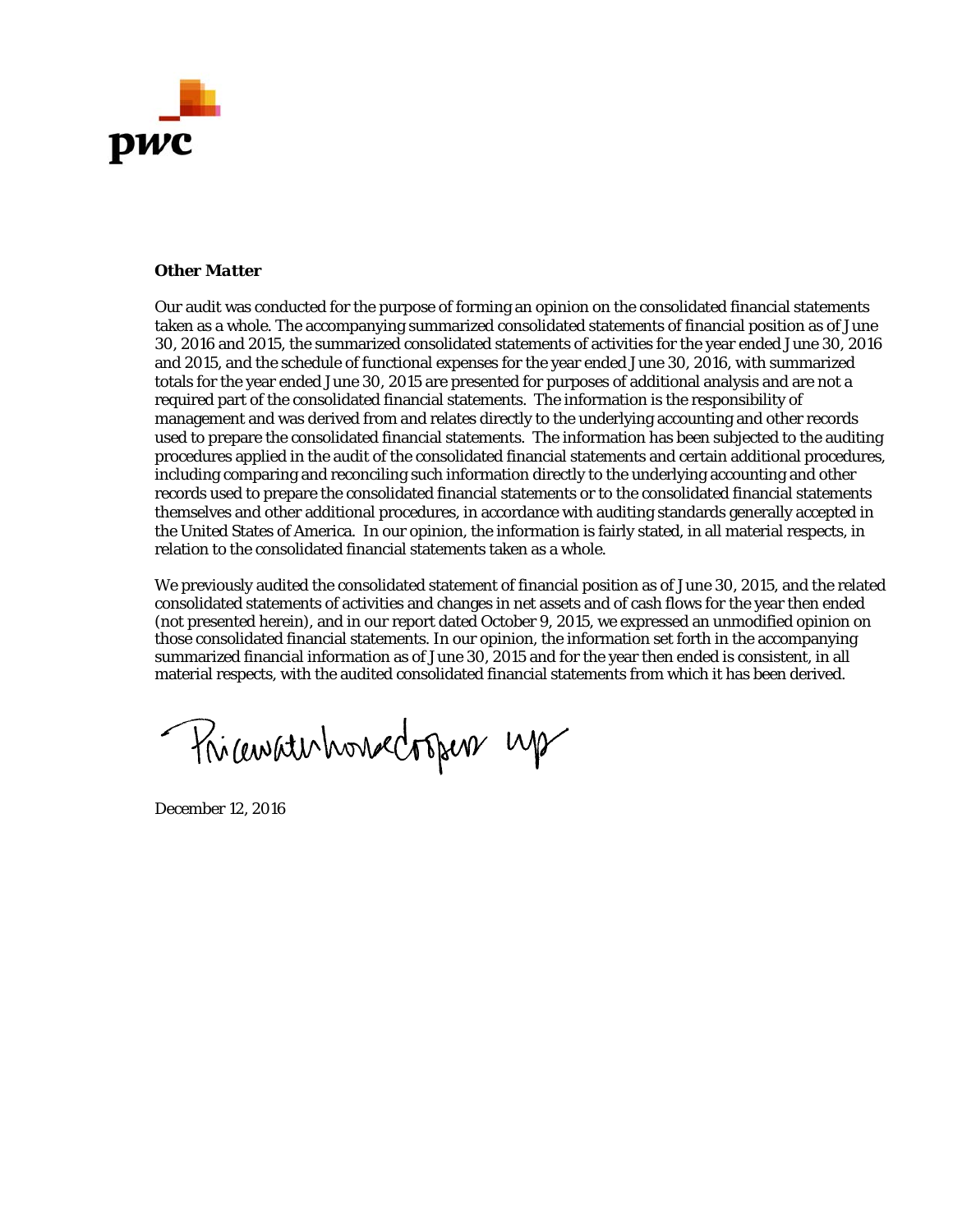***Other Matter***

Our audit was conducted for the purpose of forming an opinion on the consolidated financial statements taken as a whole. The accompanying summarized consolidated statements of financial position as of June 30, 2016 and 2015, the summarized consolidated statements of activities for the year ended June 30, 2016 and 2015, and the schedule of functional expenses for the year ended June 30, 2016, with summarized totals for the year ended June 30, 2015 are presented for purposes of additional analysis and are not a required part of the consolidated financial statements. The information is the responsibility of management and was derived from and relates directly to the underlying accounting and other records used to prepare the consolidated financial statements. The information has been subjected to the auditing procedures applied in the audit of the consolidated financial statements and certain additional procedures, including comparing and reconciling such information directly to the underlying accounting and other records used to prepare the consolidated financial statements or to the consolidated financial statements themselves and other additional procedures, in accordance with auditing standards generally accepted in the United States of America. In our opinion, the information is fairly stated, in all material respects, in relation to the consolidated financial statements taken as a whole.

We previously audited the consolidated statement of financial position as of June 30, 2015, and the related consolidated statements of activities and changes in net assets and of cash flows for the year then ended (not presented herein), and in our report dated October 9, 2015, we expressed an unmodified opinion on those consolidated financial statements. In our opinion, the information set forth in the accompanying summarized financial information as of June 30, 2015 and for the year then ended is consistent, in all material respects, with the audited consolidated financial statements from which it has been derived.

PricewaterhouseCoopers LLP

December 12, 2016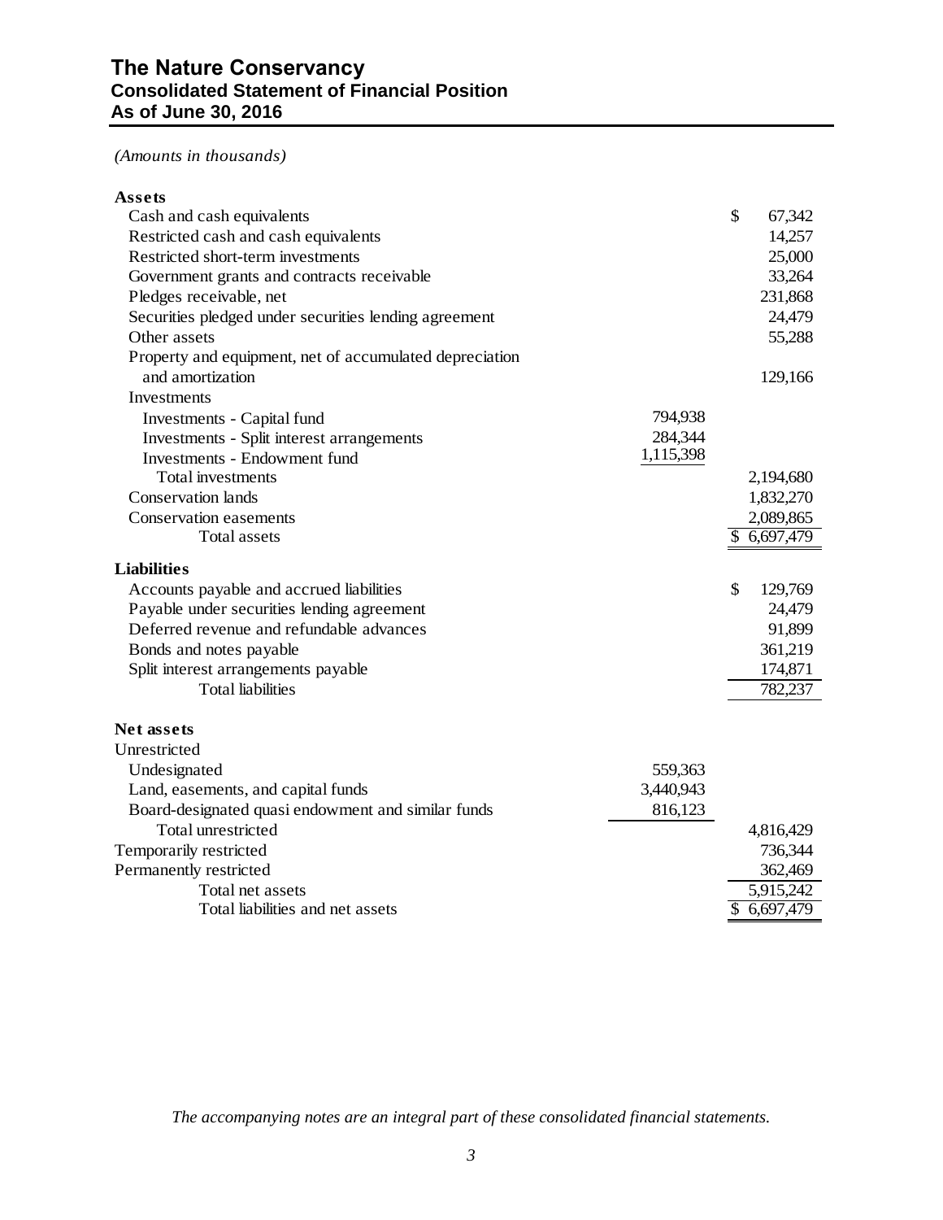# The Nature Conservancy
## Consolidated Statement of Financial Position
## As of June 30, 2016

*(Amounts in thousands)*

| | | |
|---|---|---|
| **Assets** | | |
| Cash and cash equivalents | | $ 67,342 |
| Restricted cash and cash equivalents | | 14,257 |
| Restricted short-term investments | | 25,000 |
| Government grants and contracts receivable | | 33,264 |
| Pledges receivable, net | | 231,868 |
| Securities pledged under securities lending agreement | | 24,479 |
| Other assets | | 55,288 |
| Property and equipment, net of accumulated depreciation and amortization | | 129,166 |
| Investments | | |
| Investments - Capital fund | 794,938 | |
| Investments - Split interest arrangements | 284,344 | |
| Investments - Endowment fund | 1,115,398 | |
| Total investments | | 2,194,680 |
| Conservation lands | | 1,832,270 |
| Conservation easements | | 2,089,865 |
| Total assets | | $ 6,697,479 |
| **Liabilities** | | |
| Accounts payable and accrued liabilities | | $ 129,769 |
| Payable under securities lending agreement | | 24,479 |
| Deferred revenue and refundable advances | | 91,899 |
| Bonds and notes payable | | 361,219 |
| Split interest arrangements payable | | 174,871 |
| Total liabilities | | 782,237 |
| **Net assets** | | |
| Unrestricted | | |
| Undesignated | 559,363 | |
| Land, easements, and capital funds | 3,440,943 | |
| Board-designated quasi endowment and similar funds | 816,123 | |
| Total unrestricted | | 4,816,429 |
| Temporarily restricted | | 736,344 |
| Permanently restricted | | 362,469 |
| Total net assets | | 5,915,242 |
| Total liabilities and net assets | | $ 6,697,479 |

*The accompanying notes are an integral part of these consolidated financial statements.*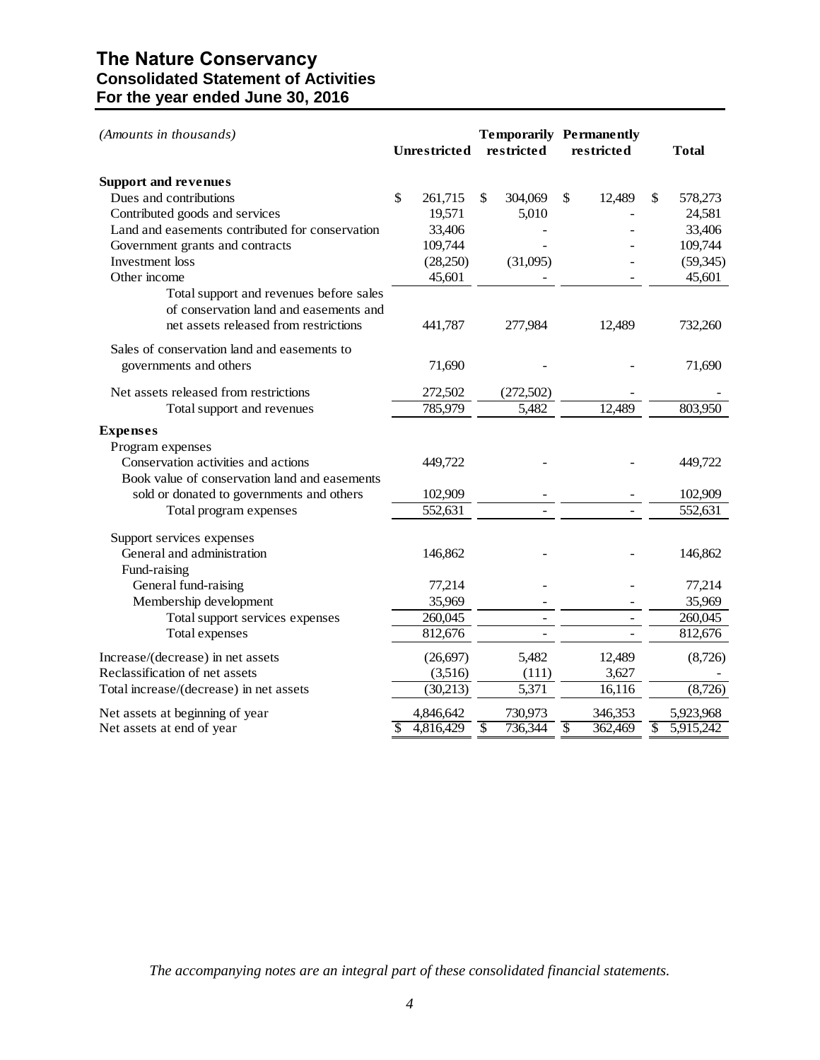# The Nature Conservancy
## Consolidated Statement of Activities
## For the year ended June 30, 2016

| *(Amounts in thousands)* | Unrestricted | Temporarily restricted | Permanently restricted | Total |
|---|---|---|---|---|
| **Support and revenues** | | | | |
| Dues and contributions | $ 261,715 | $ 304,069 | $ 12,489 | $ 578,273 |
| Contributed goods and services | 19,571 | 5,010 | - | 24,581 |
| Land and easements contributed for conservation | 33,406 | - | - | 33,406 |
| Government grants and contracts | 109,744 | - | - | 109,744 |
| Investment loss | (28,250) | (31,095) | - | (59,345) |
| Other income | 45,601 | - | - | 45,601 |
| Total support and revenues before sales of conservation land and easements and net assets released from restrictions | 441,787 | 277,984 | 12,489 | 732,260 |
| Sales of conservation land and easements to governments and others | 71,690 | - | - | 71,690 |
| Net assets released from restrictions | 272,502 | (272,502) | - | - |
| Total support and revenues | 785,979 | 5,482 | 12,489 | 803,950 |
| **Expenses** | | | | |
| Program expenses | | | | |
| Conservation activities and actions | 449,722 | - | - | 449,722 |
| Book value of conservation land and easements sold or donated to governments and others | 102,909 | - | - | 102,909 |
| Total program expenses | 552,631 | - | - | 552,631 |
| Support services expenses | | | | |
| General and administration | 146,862 | - | - | 146,862 |
| Fund-raising | | | | |
| General fund-raising | 77,214 | - | - | 77,214 |
| Membership development | 35,969 | - | - | 35,969 |
| Total support services expenses | 260,045 | - | - | 260,045 |
| Total expenses | 812,676 | - | - | 812,676 |
| Increase/(decrease) in net assets | (26,697) | 5,482 | 12,489 | (8,726) |
| Reclassification of net assets | (3,516) | (111) | 3,627 | - |
| Total increase/(decrease) in net assets | (30,213) | 5,371 | 16,116 | (8,726) |
| Net assets at beginning of year | 4,846,642 | 730,973 | 346,353 | 5,923,968 |
| Net assets at end of year | $ 4,816,429 | $ 736,344 | $ 362,469 | $ 5,915,242 |

*The accompanying notes are an integral part of these consolidated financial statements.*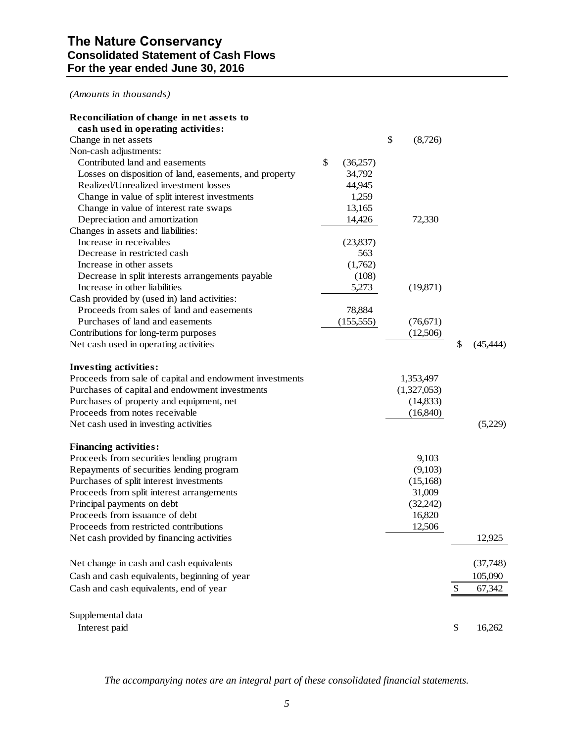# The Nature Conservancy
## Consolidated Statement of Cash Flows
## For the year ended June 30, 2016

*(Amounts in thousands)*

| | | | |
|---|---|---|---|
| **Reconciliation of change in net assets to cash used in operating activities:** | | | |
| Change in net assets | | $ (8,726) | |
| Non-cash adjustments: | | | |
| Contributed land and easements | $ (36,257) | | |
| Losses on disposition of land, easements, and property | 34,792 | | |
| Realized/Unrealized investment losses | 44,945 | | |
| Change in value of split interest investments | 1,259 | | |
| Change in value of interest rate swaps | 13,165 | | |
| Depreciation and amortization | 14,426 | 72,330 | |
| Changes in assets and liabilities: | | | |
| Increase in receivables | (23,837) | | |
| Decrease in restricted cash | 563 | | |
| Increase in other assets | (1,762) | | |
| Decrease in split interests arrangements payable | (108) | | |
| Increase in other liabilities | 5,273 | (19,871) | |
| Cash provided by (used in) land activities: | | | |
| Proceeds from sales of land and easements | 78,884 | | |
| Purchases of land and easements | (155,555) | (76,671) | |
| Contributions for long-term purposes | | (12,506) | |
| Net cash used in operating activities | | | $ (45,444) |
| **Investing activities:** | | | |
| Proceeds from sale of capital and endowment investments | | 1,353,497 | |
| Purchases of capital and endowment investments | | (1,327,053) | |
| Purchases of property and equipment, net | | (14,833) | |
| Proceeds from notes receivable | | (16,840) | |
| Net cash used in investing activities | | | (5,229) |
| **Financing activities:** | | | |
| Proceeds from securities lending program | | 9,103 | |
| Repayments of securities lending program | | (9,103) | |
| Purchases of split interest investments | | (15,168) | |
| Proceeds from split interest arrangements | | 31,009 | |
| Principal payments on debt | | (32,242) | |
| Proceeds from issuance of debt | | 16,820 | |
| Proceeds from restricted contributions | | 12,506 | |
| Net cash provided by financing activities | | | 12,925 |
| Net change in cash and cash equivalents | | | (37,748) |
| Cash and cash equivalents, beginning of year | | | 105,090 |
| Cash and cash equivalents, end of year | | | $ 67,342 |
| Supplemental data | | | |
| Interest paid | | | $ 16,262 |

*The accompanying notes are an integral part of these consolidated financial statements.*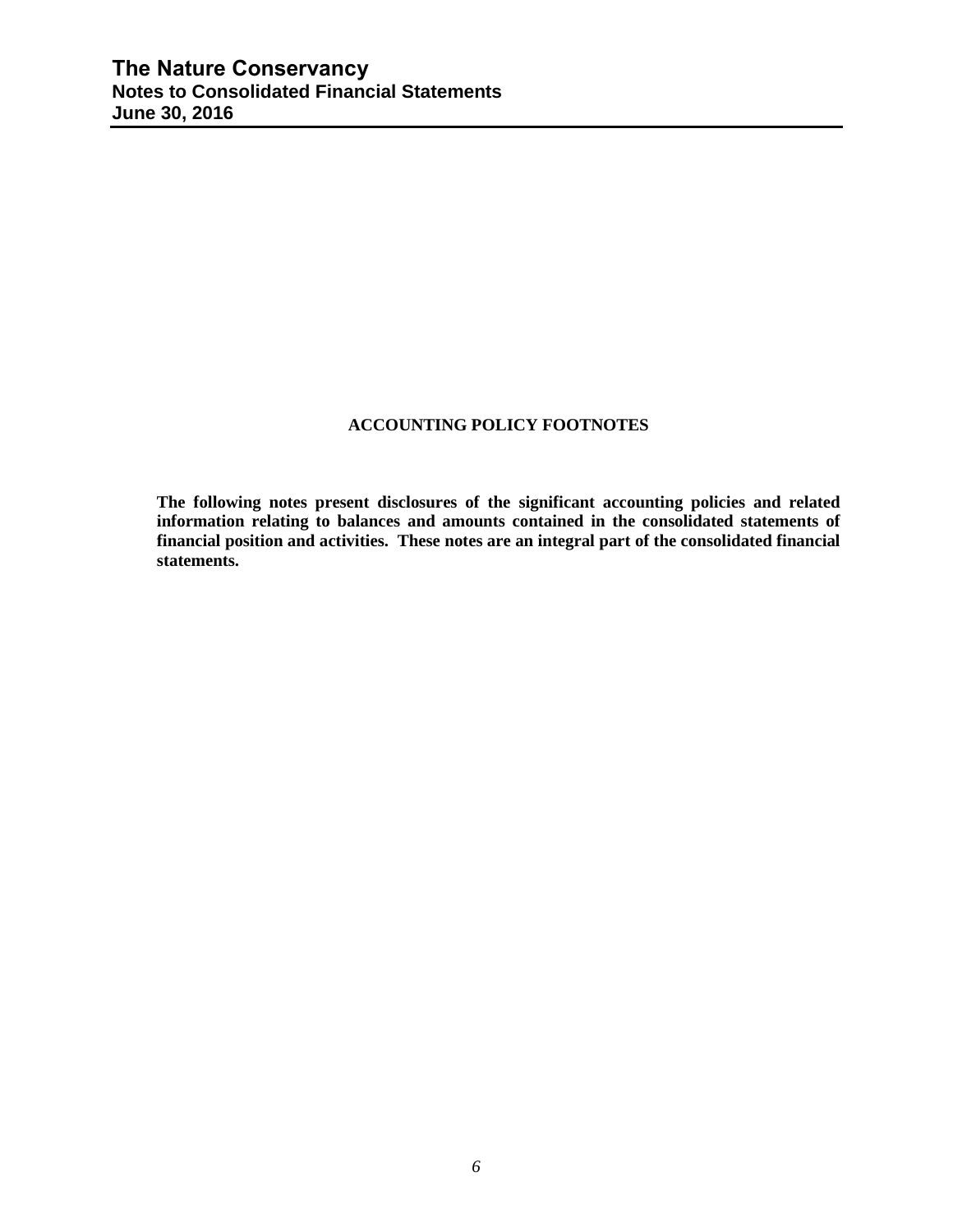## ACCOUNTING POLICY FOOTNOTES

**The following notes present disclosures of the significant accounting policies and related information relating to balances and amounts contained in the consolidated statements of financial position and activities. These notes are an integral part of the consolidated financial statements.**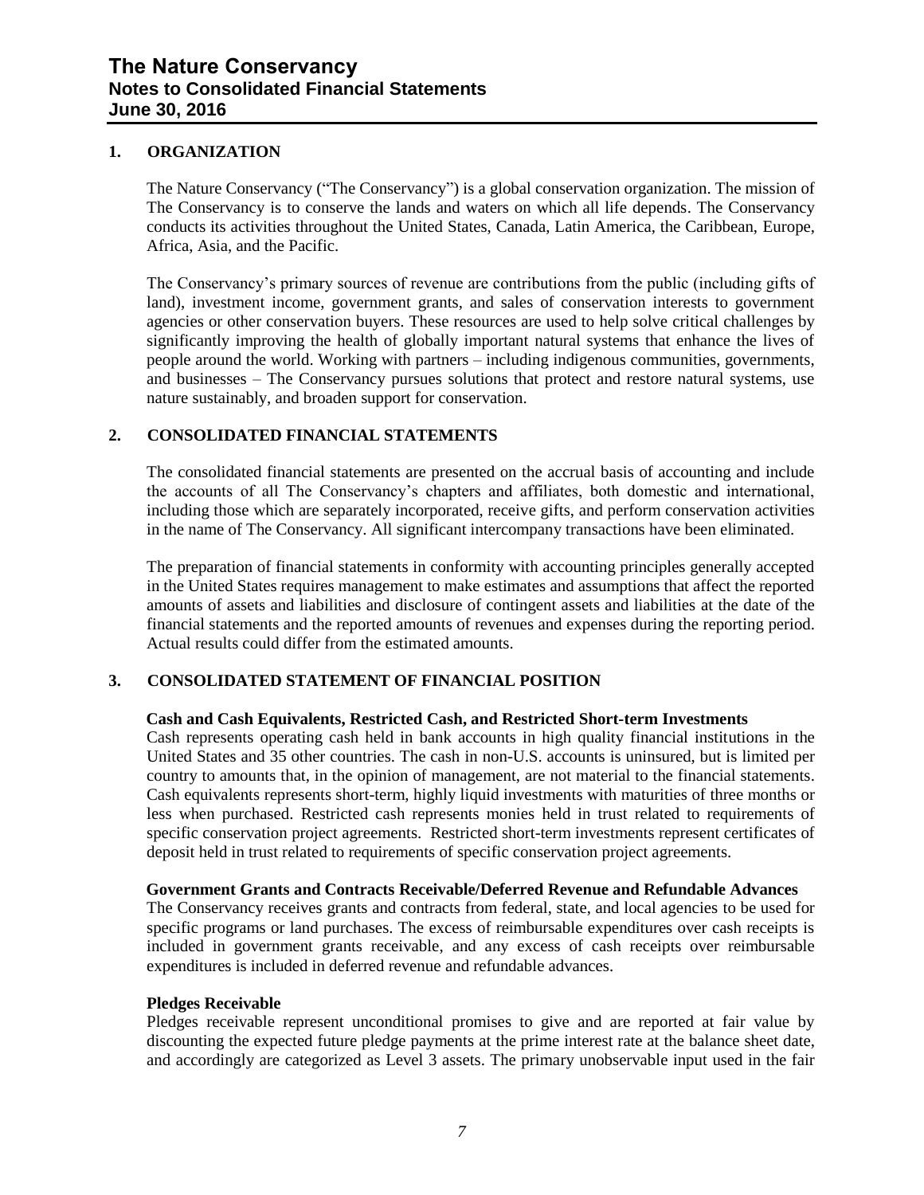## 1. ORGANIZATION

The Nature Conservancy ("The Conservancy") is a global conservation organization. The mission of The Conservancy is to conserve the lands and waters on which all life depends. The Conservancy conducts its activities throughout the United States, Canada, Latin America, the Caribbean, Europe, Africa, Asia, and the Pacific.

The Conservancy's primary sources of revenue are contributions from the public (including gifts of land), investment income, government grants, and sales of conservation interests to government agencies or other conservation buyers. These resources are used to help solve critical challenges by significantly improving the health of globally important natural systems that enhance the lives of people around the world. Working with partners – including indigenous communities, governments, and businesses – The Conservancy pursues solutions that protect and restore natural systems, use nature sustainably, and broaden support for conservation.

## 2. CONSOLIDATED FINANCIAL STATEMENTS

The consolidated financial statements are presented on the accrual basis of accounting and include the accounts of all The Conservancy's chapters and affiliates, both domestic and international, including those which are separately incorporated, receive gifts, and perform conservation activities in the name of The Conservancy. All significant intercompany transactions have been eliminated.

The preparation of financial statements in conformity with accounting principles generally accepted in the United States requires management to make estimates and assumptions that affect the reported amounts of assets and liabilities and disclosure of contingent assets and liabilities at the date of the financial statements and the reported amounts of revenues and expenses during the reporting period. Actual results could differ from the estimated amounts.

## 3. CONSOLIDATED STATEMENT OF FINANCIAL POSITION

**Cash and Cash Equivalents, Restricted Cash, and Restricted Short-term Investments**

Cash represents operating cash held in bank accounts in high quality financial institutions in the United States and 35 other countries. The cash in non-U.S. accounts is uninsured, but is limited per country to amounts that, in the opinion of management, are not material to the financial statements. Cash equivalents represents short-term, highly liquid investments with maturities of three months or less when purchased. Restricted cash represents monies held in trust related to requirements of specific conservation project agreements. Restricted short-term investments represent certificates of deposit held in trust related to requirements of specific conservation project agreements.

**Government Grants and Contracts Receivable/Deferred Revenue and Refundable Advances**

The Conservancy receives grants and contracts from federal, state, and local agencies to be used for specific programs or land purchases. The excess of reimbursable expenditures over cash receipts is included in government grants receivable, and any excess of cash receipts over reimbursable expenditures is included in deferred revenue and refundable advances.

**Pledges Receivable**

Pledges receivable represent unconditional promises to give and are reported at fair value by discounting the expected future pledge payments at the prime interest rate at the balance sheet date, and accordingly are categorized as Level 3 assets. The primary unobservable input used in the fair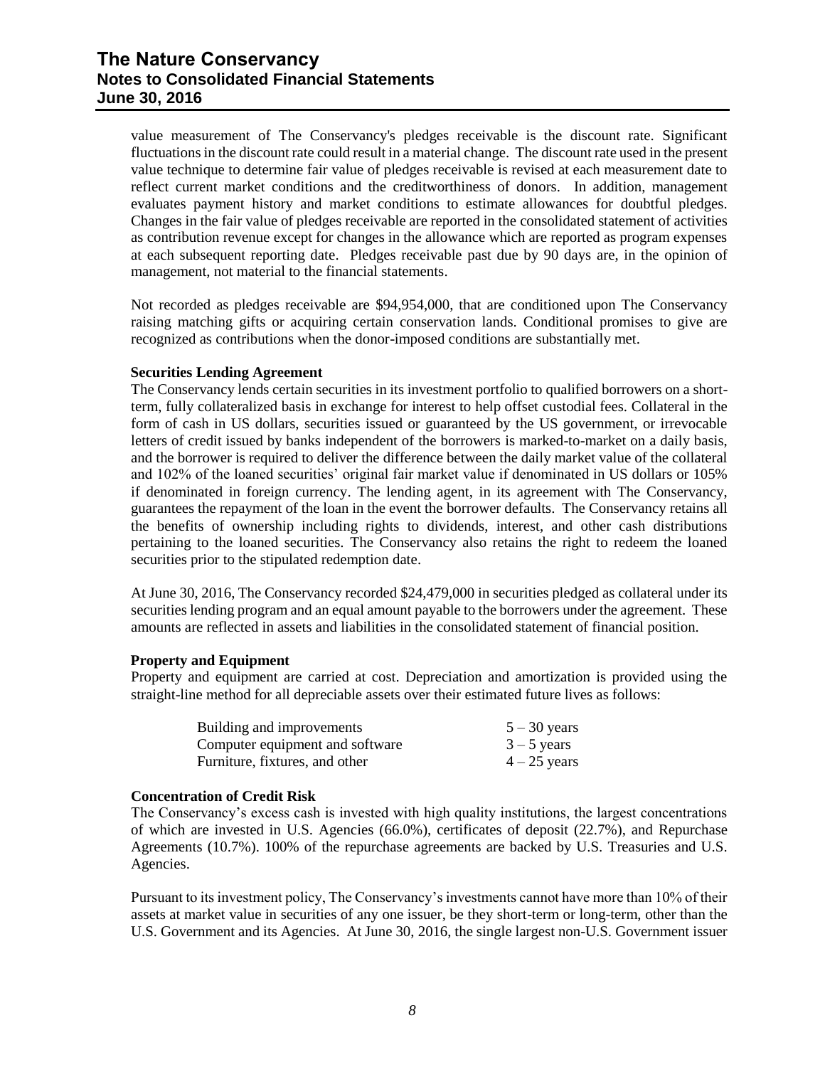value measurement of The Conservancy's pledges receivable is the discount rate. Significant fluctuations in the discount rate could result in a material change. The discount rate used in the present value technique to determine fair value of pledges receivable is revised at each measurement date to reflect current market conditions and the creditworthiness of donors. In addition, management evaluates payment history and market conditions to estimate allowances for doubtful pledges. Changes in the fair value of pledges receivable are reported in the consolidated statement of activities as contribution revenue except for changes in the allowance which are reported as program expenses at each subsequent reporting date. Pledges receivable past due by 90 days are, in the opinion of management, not material to the financial statements.

Not recorded as pledges receivable are $94,954,000, that are conditioned upon The Conservancy raising matching gifts or acquiring certain conservation lands. Conditional promises to give are recognized as contributions when the donor-imposed conditions are substantially met.

**Securities Lending Agreement**

The Conservancy lends certain securities in its investment portfolio to qualified borrowers on a short-term, fully collateralized basis in exchange for interest to help offset custodial fees. Collateral in the form of cash in US dollars, securities issued or guaranteed by the US government, or irrevocable letters of credit issued by banks independent of the borrowers is marked-to-market on a daily basis, and the borrower is required to deliver the difference between the daily market value of the collateral and 102% of the loaned securities' original fair market value if denominated in US dollars or 105% if denominated in foreign currency. The lending agent, in its agreement with The Conservancy, guarantees the repayment of the loan in the event the borrower defaults. The Conservancy retains all the benefits of ownership including rights to dividends, interest, and other cash distributions pertaining to the loaned securities. The Conservancy also retains the right to redeem the loaned securities prior to the stipulated redemption date.

At June 30, 2016, The Conservancy recorded $24,479,000 in securities pledged as collateral under its securities lending program and an equal amount payable to the borrowers under the agreement. These amounts are reflected in assets and liabilities in the consolidated statement of financial position.

**Property and Equipment**

Property and equipment are carried at cost. Depreciation and amortization is provided using the straight-line method for all depreciable assets over their estimated future lives as follows:

| | |
|---|---|
| Building and improvements | 5 – 30 years |
| Computer equipment and software | 3 – 5 years |
| Furniture, fixtures, and other | 4 – 25 years |

**Concentration of Credit Risk**

The Conservancy's excess cash is invested with high quality institutions, the largest concentrations of which are invested in U.S. Agencies (66.0%), certificates of deposit (22.7%), and Repurchase Agreements (10.7%). 100% of the repurchase agreements are backed by U.S. Treasuries and U.S. Agencies.

Pursuant to its investment policy, The Conservancy's investments cannot have more than 10% of their assets at market value in securities of any one issuer, be they short-term or long-term, other than the U.S. Government and its Agencies. At June 30, 2016, the single largest non-U.S. Government issuer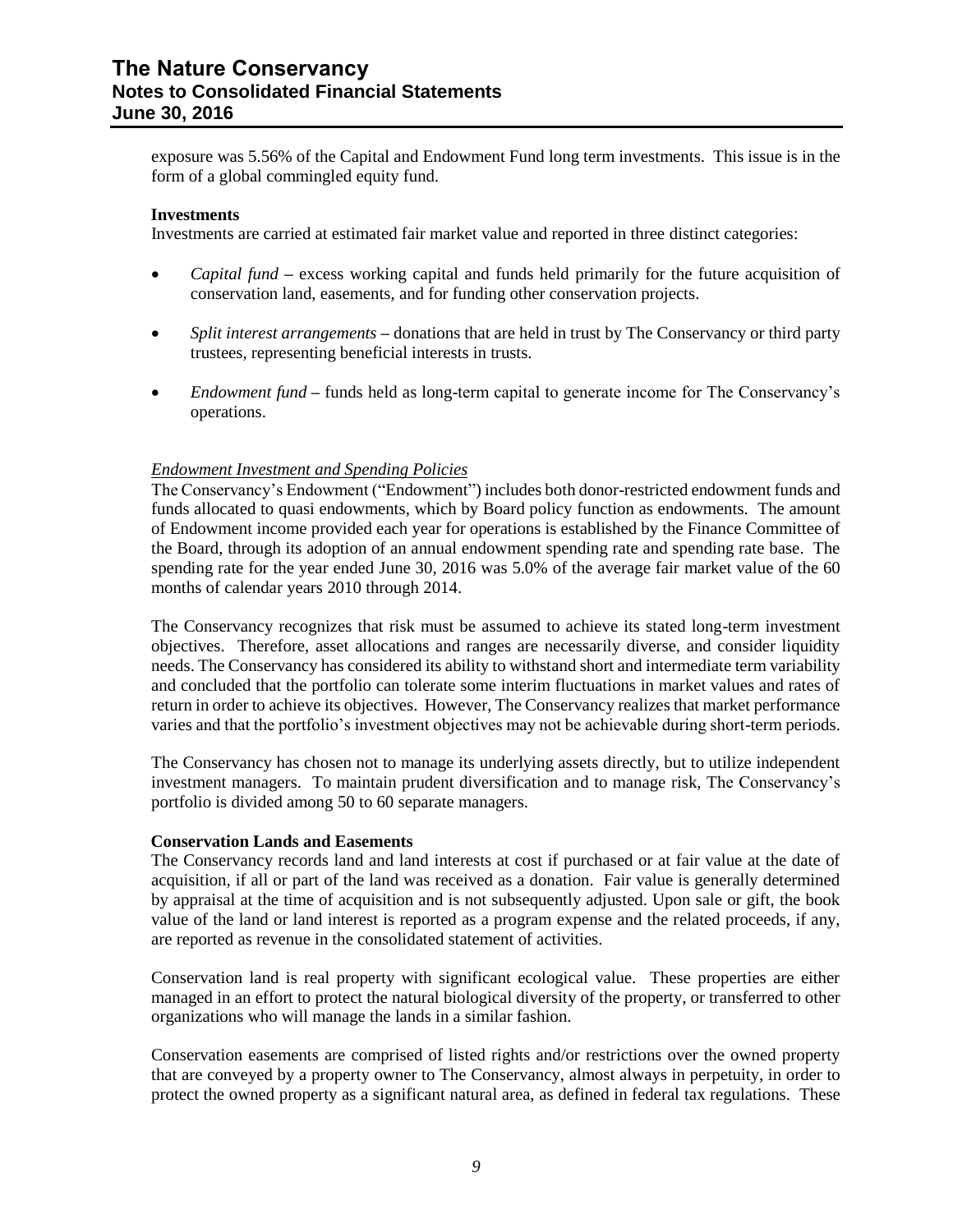exposure was 5.56% of the Capital and Endowment Fund long term investments. This issue is in the form of a global commingled equity fund.

**Investments**

Investments are carried at estimated fair market value and reported in three distinct categories:

- *Capital fund* – excess working capital and funds held primarily for the future acquisition of conservation land, easements, and for funding other conservation projects.
- *Split interest arrangements* – donations that are held in trust by The Conservancy or third party trustees, representing beneficial interests in trusts.
- *Endowment fund* – funds held as long-term capital to generate income for The Conservancy's operations.

*Endowment Investment and Spending Policies*

The Conservancy's Endowment ("Endowment") includes both donor-restricted endowment funds and funds allocated to quasi endowments, which by Board policy function as endowments. The amount of Endowment income provided each year for operations is established by the Finance Committee of the Board, through its adoption of an annual endowment spending rate and spending rate base. The spending rate for the year ended June 30, 2016 was 5.0% of the average fair market value of the 60 months of calendar years 2010 through 2014.

The Conservancy recognizes that risk must be assumed to achieve its stated long-term investment objectives. Therefore, asset allocations and ranges are necessarily diverse, and consider liquidity needs. The Conservancy has considered its ability to withstand short and intermediate term variability and concluded that the portfolio can tolerate some interim fluctuations in market values and rates of return in order to achieve its objectives. However, The Conservancy realizes that market performance varies and that the portfolio's investment objectives may not be achievable during short-term periods.

The Conservancy has chosen not to manage its underlying assets directly, but to utilize independent investment managers. To maintain prudent diversification and to manage risk, The Conservancy's portfolio is divided among 50 to 60 separate managers.

**Conservation Lands and Easements**

The Conservancy records land and land interests at cost if purchased or at fair value at the date of acquisition, if all or part of the land was received as a donation. Fair value is generally determined by appraisal at the time of acquisition and is not subsequently adjusted. Upon sale or gift, the book value of the land or land interest is reported as a program expense and the related proceeds, if any, are reported as revenue in the consolidated statement of activities.

Conservation land is real property with significant ecological value. These properties are either managed in an effort to protect the natural biological diversity of the property, or transferred to other organizations who will manage the lands in a similar fashion.

Conservation easements are comprised of listed rights and/or restrictions over the owned property that are conveyed by a property owner to The Conservancy, almost always in perpetuity, in order to protect the owned property as a significant natural area, as defined in federal tax regulations. These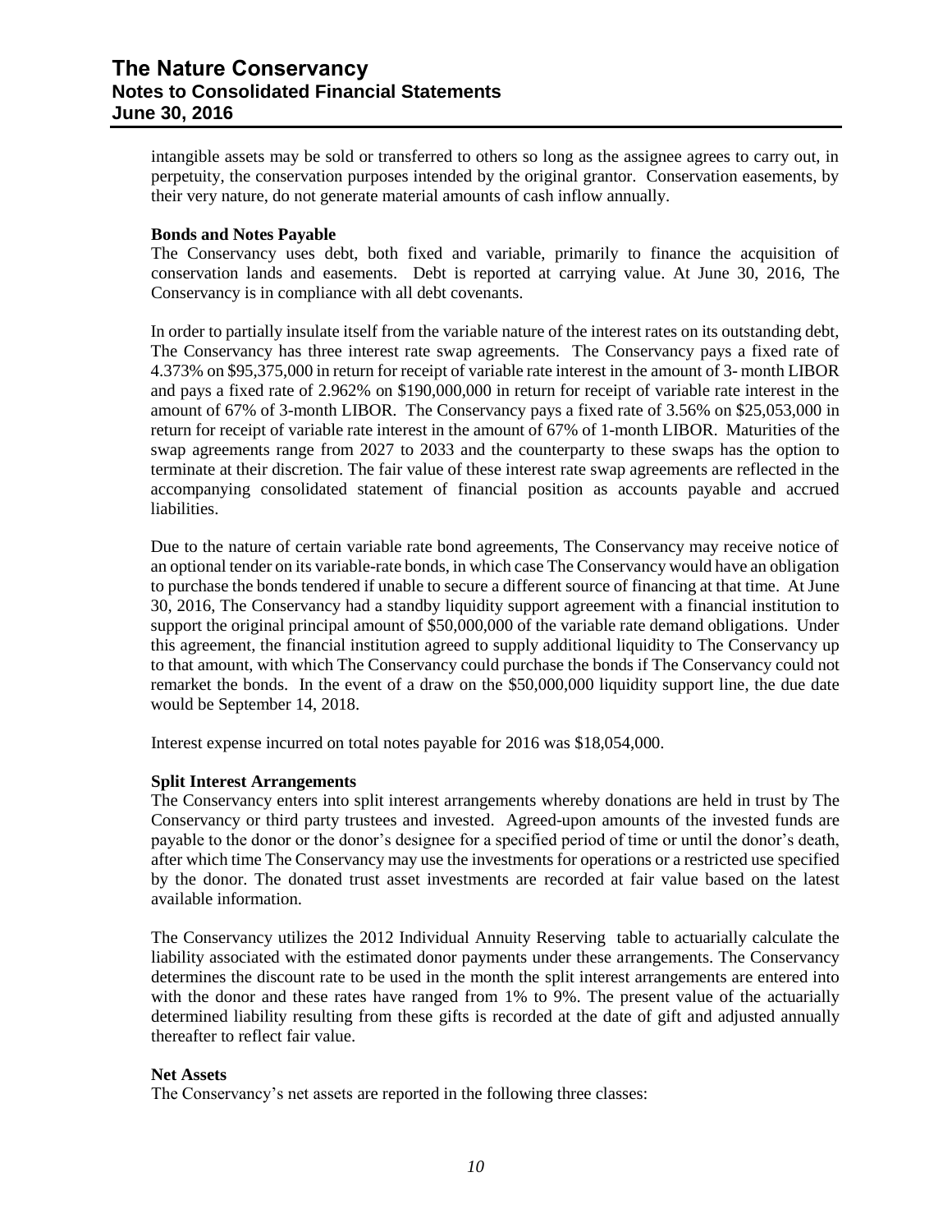intangible assets may be sold or transferred to others so long as the assignee agrees to carry out, in perpetuity, the conservation purposes intended by the original grantor. Conservation easements, by their very nature, do not generate material amounts of cash inflow annually.

**Bonds and Notes Payable**

The Conservancy uses debt, both fixed and variable, primarily to finance the acquisition of conservation lands and easements. Debt is reported at carrying value. At June 30, 2016, The Conservancy is in compliance with all debt covenants.

In order to partially insulate itself from the variable nature of the interest rates on its outstanding debt, The Conservancy has three interest rate swap agreements. The Conservancy pays a fixed rate of 4.373% on $95,375,000 in return for receipt of variable rate interest in the amount of 3- month LIBOR and pays a fixed rate of 2.962% on $190,000,000 in return for receipt of variable rate interest in the amount of 67% of 3-month LIBOR. The Conservancy pays a fixed rate of 3.56% on $25,053,000 in return for receipt of variable rate interest in the amount of 67% of 1-month LIBOR. Maturities of the swap agreements range from 2027 to 2033 and the counterparty to these swaps has the option to terminate at their discretion. The fair value of these interest rate swap agreements are reflected in the accompanying consolidated statement of financial position as accounts payable and accrued liabilities.

Due to the nature of certain variable rate bond agreements, The Conservancy may receive notice of an optional tender on its variable-rate bonds, in which case The Conservancy would have an obligation to purchase the bonds tendered if unable to secure a different source of financing at that time. At June 30, 2016, The Conservancy had a standby liquidity support agreement with a financial institution to support the original principal amount of $50,000,000 of the variable rate demand obligations. Under this agreement, the financial institution agreed to supply additional liquidity to The Conservancy up to that amount, with which The Conservancy could purchase the bonds if The Conservancy could not remarket the bonds. In the event of a draw on the $50,000,000 liquidity support line, the due date would be September 14, 2018.

Interest expense incurred on total notes payable for 2016 was $18,054,000.

**Split Interest Arrangements**

The Conservancy enters into split interest arrangements whereby donations are held in trust by The Conservancy or third party trustees and invested. Agreed-upon amounts of the invested funds are payable to the donor or the donor's designee for a specified period of time or until the donor's death, after which time The Conservancy may use the investments for operations or a restricted use specified by the donor. The donated trust asset investments are recorded at fair value based on the latest available information.

The Conservancy utilizes the 2012 Individual Annuity Reserving table to actuarially calculate the liability associated with the estimated donor payments under these arrangements. The Conservancy determines the discount rate to be used in the month the split interest arrangements are entered into with the donor and these rates have ranged from 1% to 9%. The present value of the actuarially determined liability resulting from these gifts is recorded at the date of gift and adjusted annually thereafter to reflect fair value.

**Net Assets**

The Conservancy's net assets are reported in the following three classes: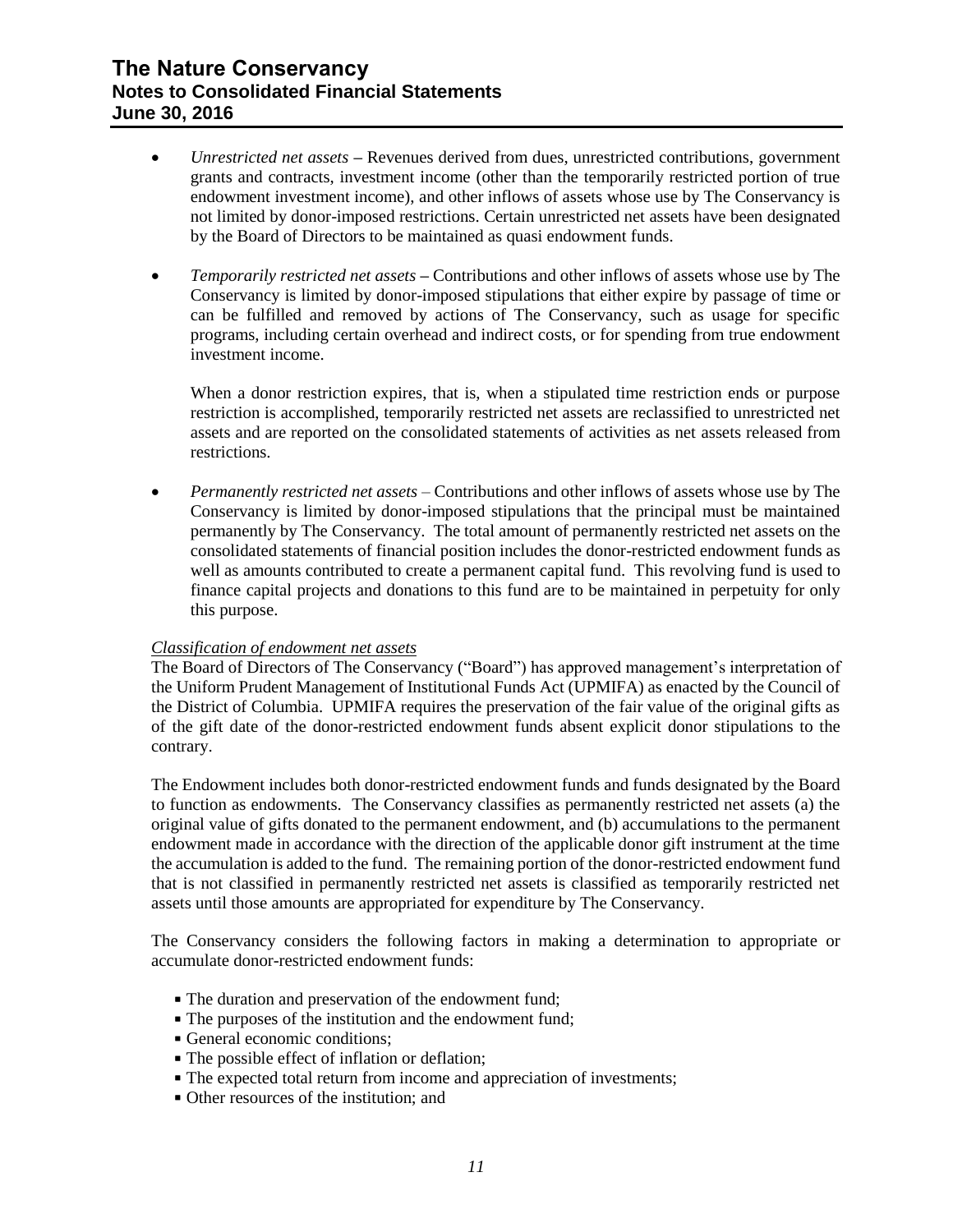- *Unrestricted net assets* – Revenues derived from dues, unrestricted contributions, government grants and contracts, investment income (other than the temporarily restricted portion of true endowment investment income), and other inflows of assets whose use by The Conservancy is not limited by donor-imposed restrictions. Certain unrestricted net assets have been designated by the Board of Directors to be maintained as quasi endowment funds.

- *Temporarily restricted net assets* – Contributions and other inflows of assets whose use by The Conservancy is limited by donor-imposed stipulations that either expire by passage of time or can be fulfilled and removed by actions of The Conservancy, such as usage for specific programs, including certain overhead and indirect costs, or for spending from true endowment investment income.

  When a donor restriction expires, that is, when a stipulated time restriction ends or purpose restriction is accomplished, temporarily restricted net assets are reclassified to unrestricted net assets and are reported on the consolidated statements of activities as net assets released from restrictions.

- *Permanently restricted net assets* – Contributions and other inflows of assets whose use by The Conservancy is limited by donor-imposed stipulations that the principal must be maintained permanently by The Conservancy. The total amount of permanently restricted net assets on the consolidated statements of financial position includes the donor-restricted endowment funds as well as amounts contributed to create a permanent capital fund. This revolving fund is used to finance capital projects and donations to this fund are to be maintained in perpetuity for only this purpose.

*Classification of endowment net assets*

The Board of Directors of The Conservancy ("Board") has approved management's interpretation of the Uniform Prudent Management of Institutional Funds Act (UPMIFA) as enacted by the Council of the District of Columbia. UPMIFA requires the preservation of the fair value of the original gifts as of the gift date of the donor-restricted endowment funds absent explicit donor stipulations to the contrary.

The Endowment includes both donor-restricted endowment funds and funds designated by the Board to function as endowments. The Conservancy classifies as permanently restricted net assets (a) the original value of gifts donated to the permanent endowment, and (b) accumulations to the permanent endowment made in accordance with the direction of the applicable donor gift instrument at the time the accumulation is added to the fund. The remaining portion of the donor-restricted endowment fund that is not classified in permanently restricted net assets is classified as temporarily restricted net assets until those amounts are appropriated for expenditure by The Conservancy.

The Conservancy considers the following factors in making a determination to appropriate or accumulate donor-restricted endowment funds:

- The duration and preservation of the endowment fund;
- The purposes of the institution and the endowment fund;
- General economic conditions;
- The possible effect of inflation or deflation;
- The expected total return from income and appreciation of investments;
- Other resources of the institution; and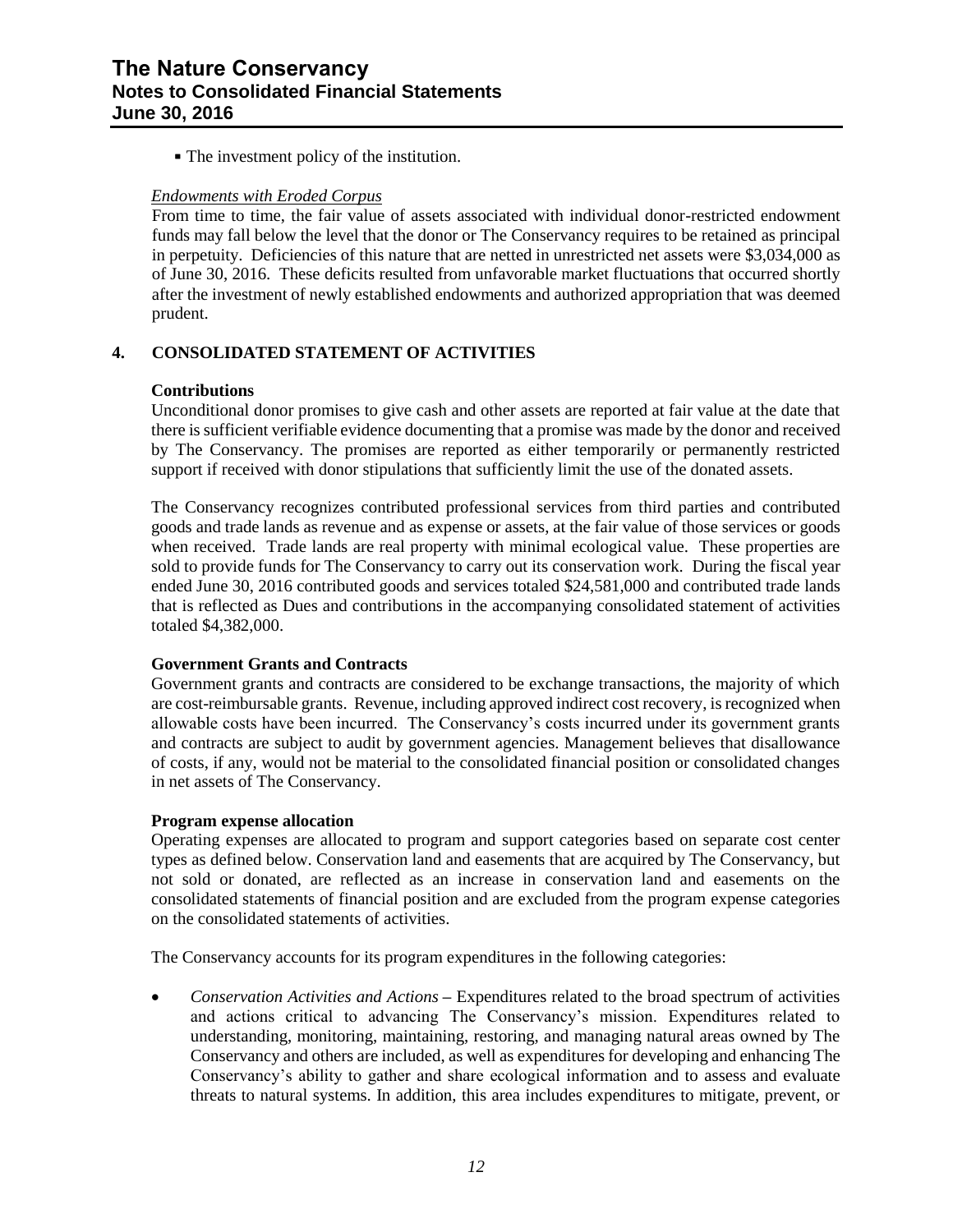- The investment policy of the institution.

*Endowments with Eroded Corpus*

From time to time, the fair value of assets associated with individual donor-restricted endowment funds may fall below the level that the donor or The Conservancy requires to be retained as principal in perpetuity. Deficiencies of this nature that are netted in unrestricted net assets were $3,034,000 as of June 30, 2016. These deficits resulted from unfavorable market fluctuations that occurred shortly after the investment of newly established endowments and authorized appropriation that was deemed prudent.

## 4. CONSOLIDATED STATEMENT OF ACTIVITIES

### Contributions

Unconditional donor promises to give cash and other assets are reported at fair value at the date that there is sufficient verifiable evidence documenting that a promise was made by the donor and received by The Conservancy. The promises are reported as either temporarily or permanently restricted support if received with donor stipulations that sufficiently limit the use of the donated assets.

The Conservancy recognizes contributed professional services from third parties and contributed goods and trade lands as revenue and as expense or assets, at the fair value of those services or goods when received. Trade lands are real property with minimal ecological value. These properties are sold to provide funds for The Conservancy to carry out its conservation work. During the fiscal year ended June 30, 2016 contributed goods and services totaled $24,581,000 and contributed trade lands that is reflected as Dues and contributions in the accompanying consolidated statement of activities totaled $4,382,000.

### Government Grants and Contracts

Government grants and contracts are considered to be exchange transactions, the majority of which are cost-reimbursable grants. Revenue, including approved indirect cost recovery, is recognized when allowable costs have been incurred. The Conservancy's costs incurred under its government grants and contracts are subject to audit by government agencies. Management believes that disallowance of costs, if any, would not be material to the consolidated financial position or consolidated changes in net assets of The Conservancy.

### Program expense allocation

Operating expenses are allocated to program and support categories based on separate cost center types as defined below. Conservation land and easements that are acquired by The Conservancy, but not sold or donated, are reflected as an increase in conservation land and easements on the consolidated statements of financial position and are excluded from the program expense categories on the consolidated statements of activities.

The Conservancy accounts for its program expenditures in the following categories:

- *Conservation Activities and Actions* – Expenditures related to the broad spectrum of activities and actions critical to advancing The Conservancy's mission. Expenditures related to understanding, monitoring, maintaining, restoring, and managing natural areas owned by The Conservancy and others are included, as well as expenditures for developing and enhancing The Conservancy's ability to gather and share ecological information and to assess and evaluate threats to natural systems. In addition, this area includes expenditures to mitigate, prevent, or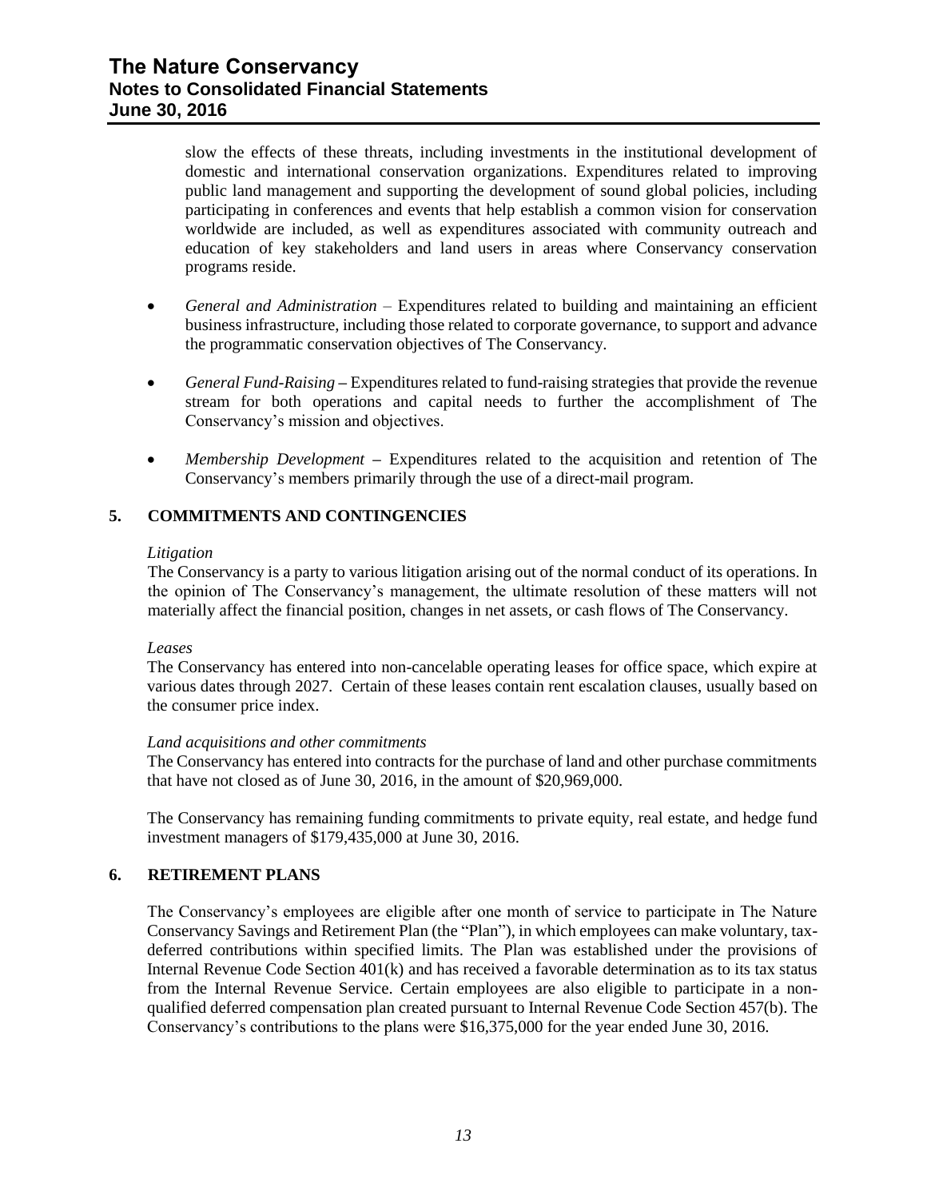slow the effects of these threats, including investments in the institutional development of domestic and international conservation organizations. Expenditures related to improving public land management and supporting the development of sound global policies, including participating in conferences and events that help establish a common vision for conservation worldwide are included, as well as expenditures associated with community outreach and education of key stakeholders and land users in areas where Conservancy conservation programs reside.

- *General and Administration* – Expenditures related to building and maintaining an efficient business infrastructure, including those related to corporate governance, to support and advance the programmatic conservation objectives of The Conservancy.

- *General Fund-Raising* **–** Expenditures related to fund-raising strategies that provide the revenue stream for both operations and capital needs to further the accomplishment of The Conservancy's mission and objectives.

- *Membership Development* **–** Expenditures related to the acquisition and retention of The Conservancy's members primarily through the use of a direct-mail program.

## 5. COMMITMENTS AND CONTINGENCIES

*Litigation*

The Conservancy is a party to various litigation arising out of the normal conduct of its operations. In the opinion of The Conservancy's management, the ultimate resolution of these matters will not materially affect the financial position, changes in net assets, or cash flows of The Conservancy.

*Leases*

The Conservancy has entered into non-cancelable operating leases for office space, which expire at various dates through 2027. Certain of these leases contain rent escalation clauses, usually based on the consumer price index.

*Land acquisitions and other commitments*

The Conservancy has entered into contracts for the purchase of land and other purchase commitments that have not closed as of June 30, 2016, in the amount of $20,969,000.

The Conservancy has remaining funding commitments to private equity, real estate, and hedge fund investment managers of $179,435,000 at June 30, 2016.

## 6. RETIREMENT PLANS

The Conservancy's employees are eligible after one month of service to participate in The Nature Conservancy Savings and Retirement Plan (the "Plan"), in which employees can make voluntary, tax-deferred contributions within specified limits. The Plan was established under the provisions of Internal Revenue Code Section 401(k) and has received a favorable determination as to its tax status from the Internal Revenue Service. Certain employees are also eligible to participate in a non-qualified deferred compensation plan created pursuant to Internal Revenue Code Section 457(b). The Conservancy's contributions to the plans were $16,375,000 for the year ended June 30, 2016.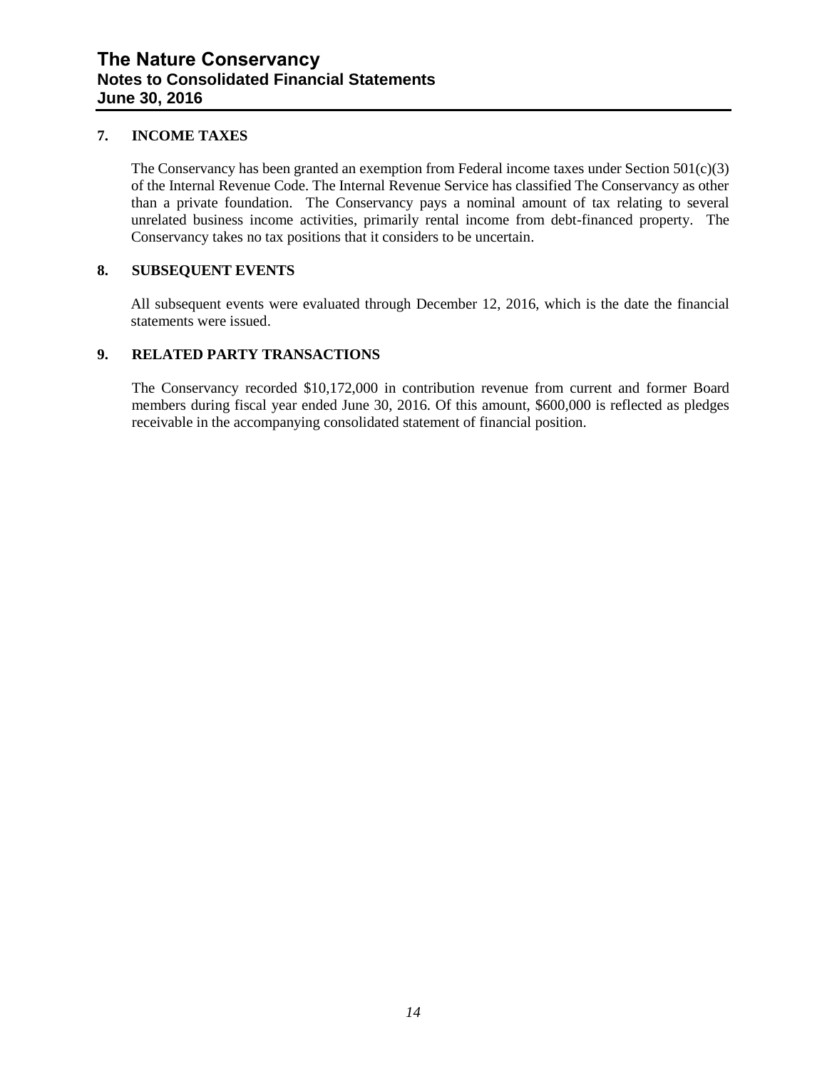## 7. INCOME TAXES

The Conservancy has been granted an exemption from Federal income taxes under Section 501(c)(3) of the Internal Revenue Code. The Internal Revenue Service has classified The Conservancy as other than a private foundation. The Conservancy pays a nominal amount of tax relating to several unrelated business income activities, primarily rental income from debt-financed property. The Conservancy takes no tax positions that it considers to be uncertain.

## 8. SUBSEQUENT EVENTS

All subsequent events were evaluated through December 12, 2016, which is the date the financial statements were issued.

## 9. RELATED PARTY TRANSACTIONS

The Conservancy recorded $10,172,000 in contribution revenue from current and former Board members during fiscal year ended June 30, 2016. Of this amount, $600,000 is reflected as pledges receivable in the accompanying consolidated statement of financial position.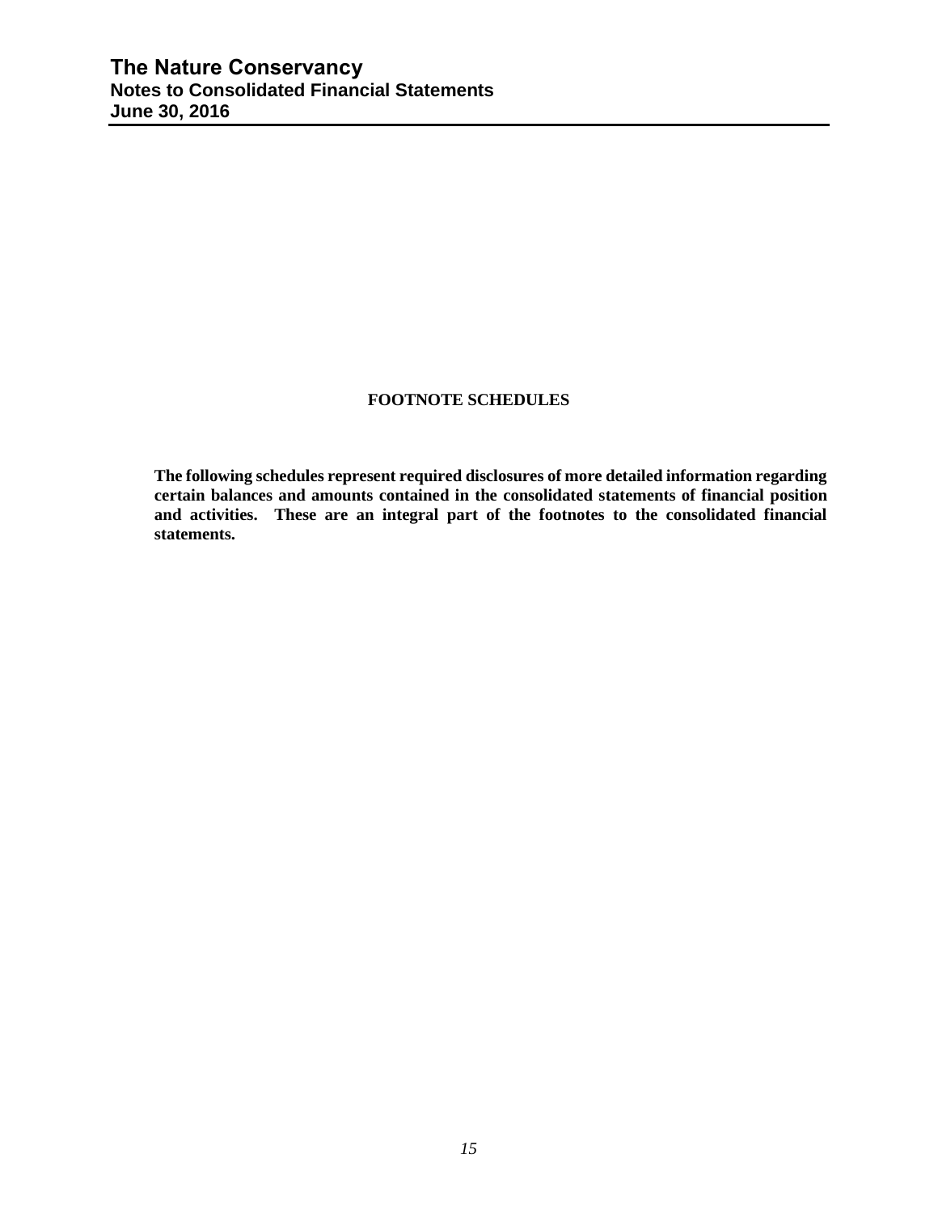## FOOTNOTE SCHEDULES

**The following schedules represent required disclosures of more detailed information regarding certain balances and amounts contained in the consolidated statements of financial position and activities. These are an integral part of the footnotes to the consolidated financial statements.**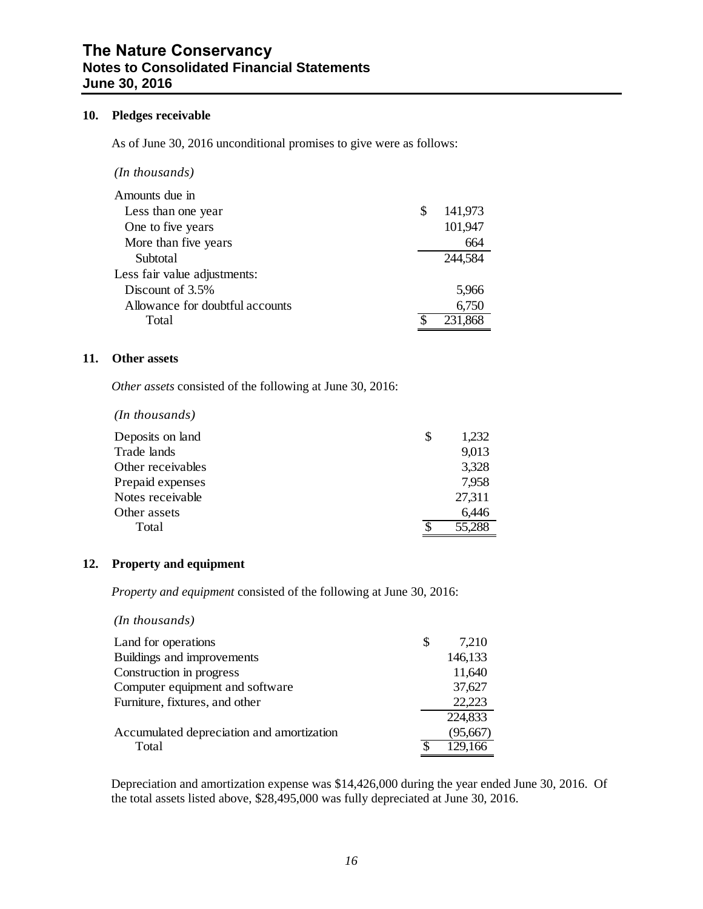## 10. Pledges receivable

As of June 30, 2016 unconditional promises to give were as follows:

*(In thousands)*

| | |
|---|---|
| Amounts due in | |
| Less than one year | $ 141,973 |
| One to five years | 101,947 |
| More than five years | 664 |
| Subtotal | 244,584 |
| Less fair value adjustments: | |
| Discount of 3.5% | 5,966 |
| Allowance for doubtful accounts | 6,750 |
| Total | $ 231,868 |

## 11. Other assets

*Other assets* consisted of the following at June 30, 2016:

*(In thousands)*

| | |
|---|---|
| Deposits on land | $ 1,232 |
| Trade lands | 9,013 |
| Other receivables | 3,328 |
| Prepaid expenses | 7,958 |
| Notes receivable | 27,311 |
| Other assets | 6,446 |
| Total | $ 55,288 |

## 12. Property and equipment

*Property and equipment* consisted of the following at June 30, 2016:

*(In thousands)*

| | |
|---|---|
| Land for operations | $ 7,210 |
| Buildings and improvements | 146,133 |
| Construction in progress | 11,640 |
| Computer equipment and software | 37,627 |
| Furniture, fixtures, and other | 22,223 |
| | 224,833 |
| Accumulated depreciation and amortization | (95,667) |
| Total | $ 129,166 |

Depreciation and amortization expense was $14,426,000 during the year ended June 30, 2016. Of the total assets listed above, $28,495,000 was fully depreciated at June 30, 2016.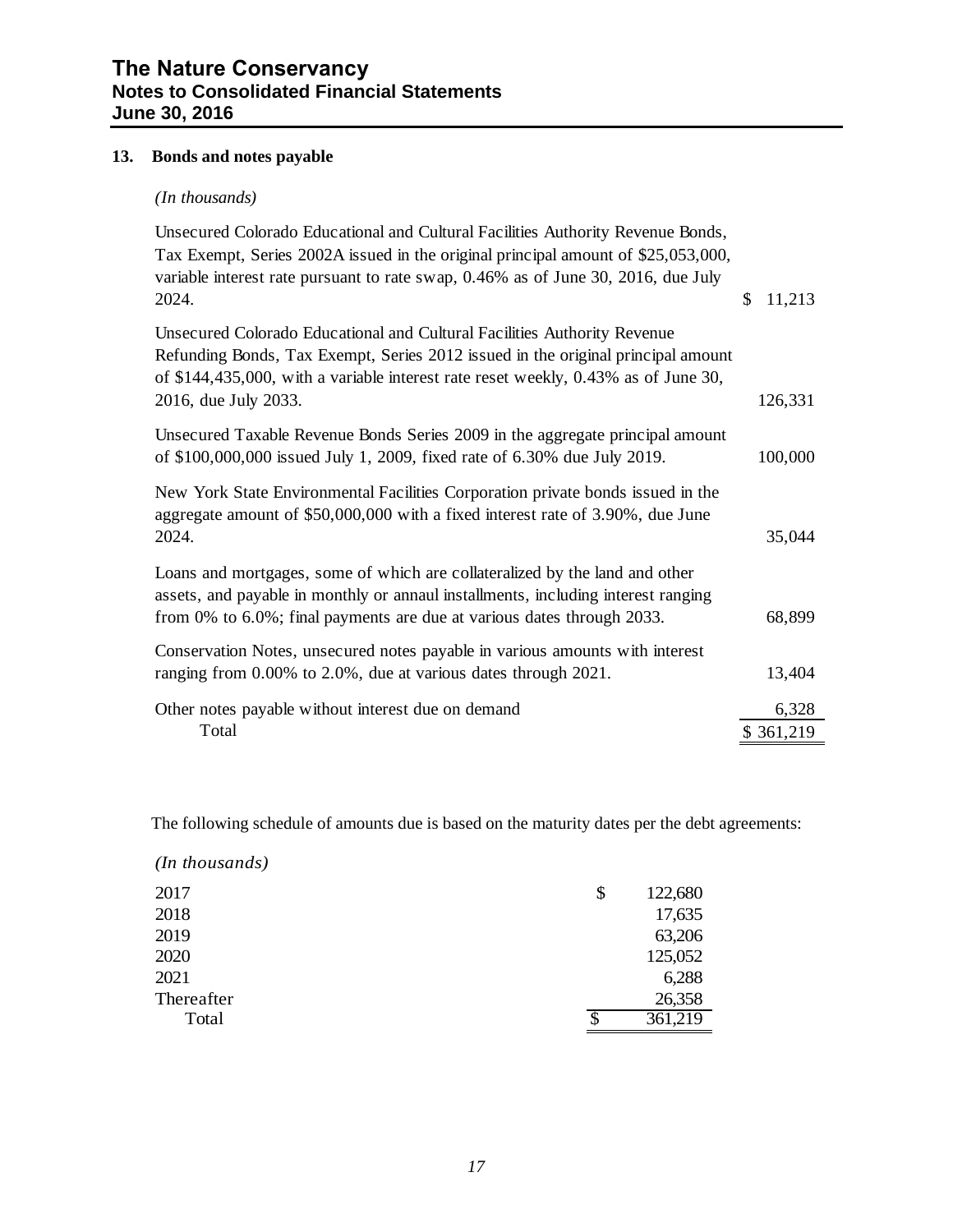## 13. Bonds and notes payable

*(In thousands)*

| Description | Amount |
|---|---|
| Unsecured Colorado Educational and Cultural Facilities Authority Revenue Bonds, Tax Exempt, Series 2002A issued in the original principal amount of $25,053,000, variable interest rate pursuant to rate swap, 0.46% as of June 30, 2016, due July 2024. | $ 11,213 |
| Unsecured Colorado Educational and Cultural Facilities Authority Revenue Refunding Bonds, Tax Exempt, Series 2012 issued in the original principal amount of $144,435,000, with a variable interest rate reset weekly, 0.43% as of June 30, 2016, due July 2033. | 126,331 |
| Unsecured Taxable Revenue Bonds Series 2009 in the aggregate principal amount of $100,000,000 issued July 1, 2009, fixed rate of 6.30% due July 2019. | 100,000 |
| New York State Environmental Facilities Corporation private bonds issued in the aggregate amount of $50,000,000 with a fixed interest rate of 3.90%, due June 2024. | 35,044 |
| Loans and mortgages, some of which are collateralized by the land and other assets, and payable in monthly or annaul installments, including interest ranging from 0% to 6.0%; final payments are due at various dates through 2033. | 68,899 |
| Conservation Notes, unsecured notes payable in various amounts with interest ranging from 0.00% to 2.0%, due at various dates through 2021. | 13,404 |
| Other notes payable without interest due on demand | 6,328 |
| Total | $ 361,219 |

The following schedule of amounts due is based on the maturity dates per the debt agreements:

*(In thousands)*

| Year | Amount |
|---|---|
| 2017 | $ 122,680 |
| 2018 | 17,635 |
| 2019 | 63,206 |
| 2020 | 125,052 |
| 2021 | 6,288 |
| Thereafter | 26,358 |
| Total | $ 361,219 |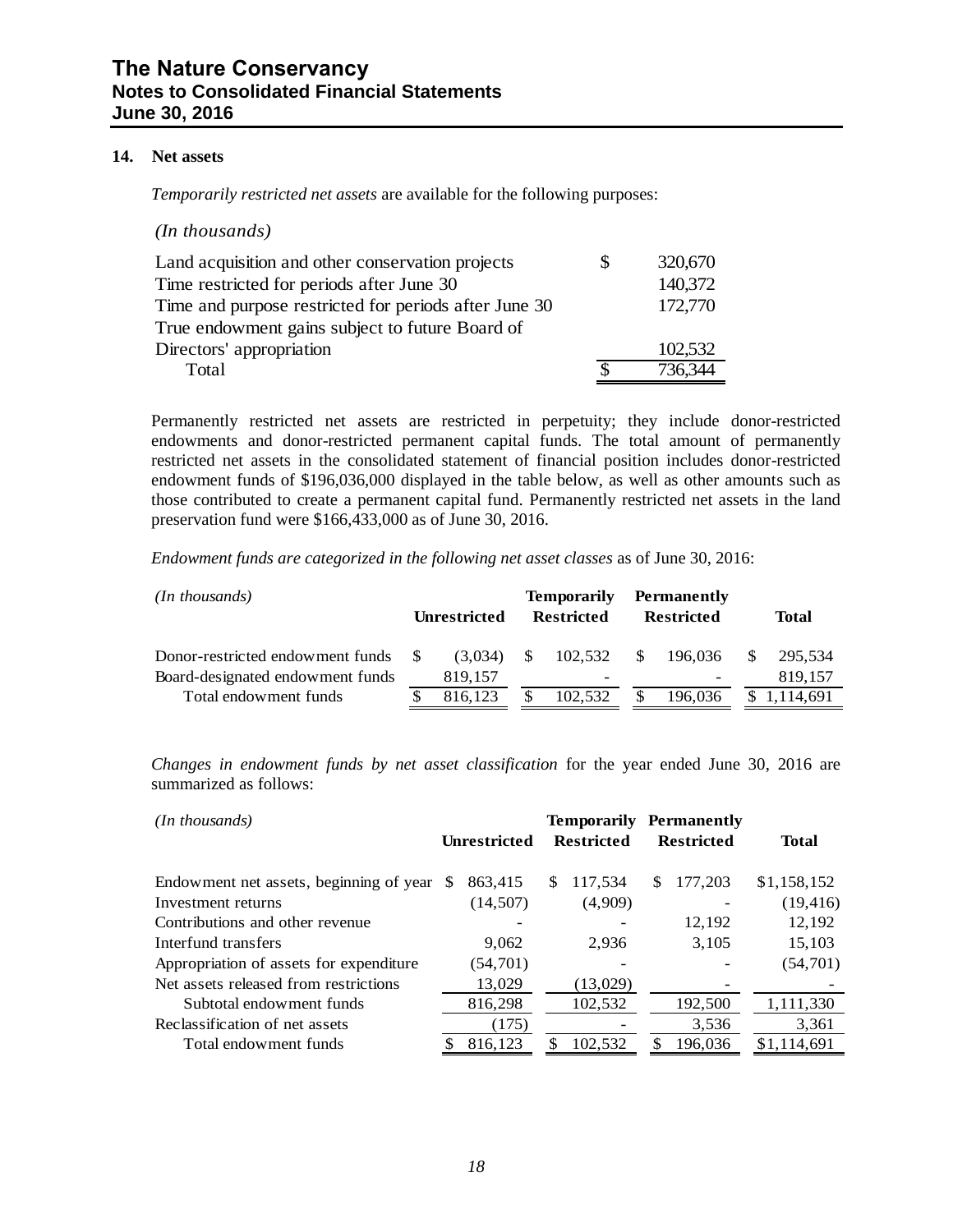## 14. Net assets

*Temporarily restricted net assets* are available for the following purposes:

*(In thousands)*

| | |
|---|---|
| Land acquisition and other conservation projects | $ 320,670 |
| Time restricted for periods after June 30 | 140,372 |
| Time and purpose restricted for periods after June 30 | 172,770 |
| True endowment gains subject to future Board of Directors' appropriation | 102,532 |
| Total | $ 736,344 |

Permanently restricted net assets are restricted in perpetuity; they include donor-restricted endowments and donor-restricted permanent capital funds. The total amount of permanently restricted net assets in the consolidated statement of financial position includes donor-restricted endowment funds of $196,036,000 displayed in the table below, as well as other amounts such as those contributed to create a permanent capital fund. Permanently restricted net assets in the land preservation fund were $166,433,000 as of June 30, 2016.

*Endowment funds are categorized in the following net asset classes* as of June 30, 2016:

| *(In thousands)* | Unrestricted | Temporarily Restricted | Permanently Restricted | Total |
|---|---|---|---|---|
| Donor-restricted endowment funds | $ (3,034) | $ 102,532 | $ 196,036 | $ 295,534 |
| Board-designated endowment funds | 819,157 | - | - | 819,157 |
| Total endowment funds | $ 816,123 | $ 102,532 | $ 196,036 | $ 1,114,691 |

*Changes in endowment funds by net asset classification* for the year ended June 30, 2016 are summarized as follows:

| *(In thousands)* | Unrestricted | Temporarily Restricted | Permanently Restricted | Total |
|---|---|---|---|---|
| Endowment net assets, beginning of year | $ 863,415 | $ 117,534 | $ 177,203 | $1,158,152 |
| Investment returns | (14,507) | (4,909) | - | (19,416) |
| Contributions and other revenue | - | - | 12,192 | 12,192 |
| Interfund transfers | 9,062 | 2,936 | 3,105 | 15,103 |
| Appropriation of assets for expenditure | (54,701) | - | - | (54,701) |
| Net assets released from restrictions | 13,029 | (13,029) | - | - |
| Subtotal endowment funds | 816,298 | 102,532 | 192,500 | 1,111,330 |
| Reclassification of net assets | (175) | - | 3,536 | 3,361 |
| Total endowment funds | $ 816,123 | $ 102,532 | $ 196,036 | $1,114,691 |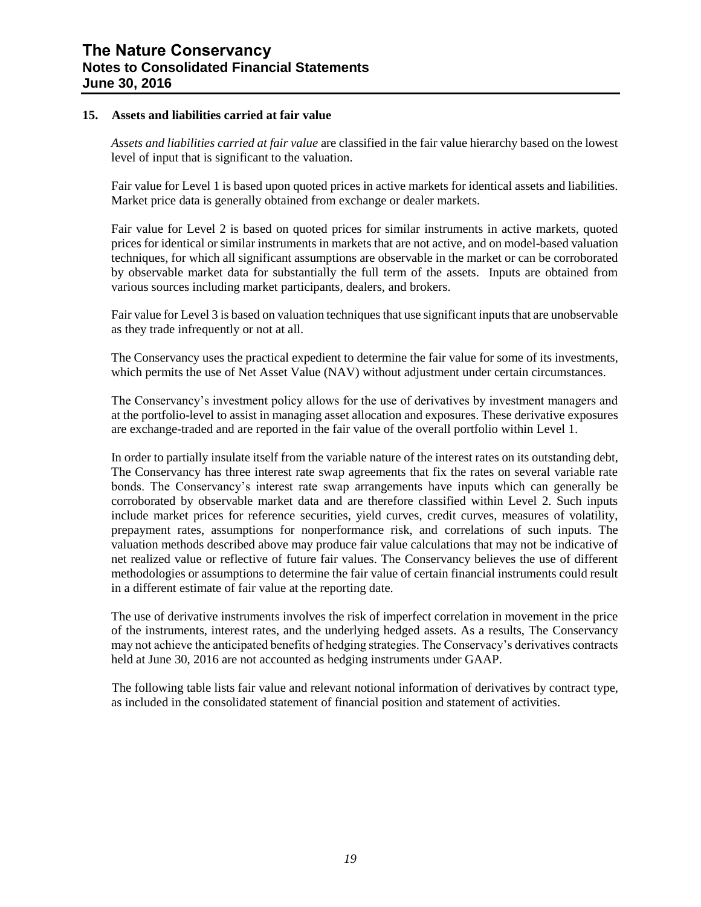## 15. Assets and liabilities carried at fair value

*Assets and liabilities carried at fair value* are classified in the fair value hierarchy based on the lowest level of input that is significant to the valuation.

Fair value for Level 1 is based upon quoted prices in active markets for identical assets and liabilities. Market price data is generally obtained from exchange or dealer markets.

Fair value for Level 2 is based on quoted prices for similar instruments in active markets, quoted prices for identical or similar instruments in markets that are not active, and on model-based valuation techniques, for which all significant assumptions are observable in the market or can be corroborated by observable market data for substantially the full term of the assets. Inputs are obtained from various sources including market participants, dealers, and brokers.

Fair value for Level 3 is based on valuation techniques that use significant inputs that are unobservable as they trade infrequently or not at all.

The Conservancy uses the practical expedient to determine the fair value for some of its investments, which permits the use of Net Asset Value (NAV) without adjustment under certain circumstances.

The Conservancy's investment policy allows for the use of derivatives by investment managers and at the portfolio-level to assist in managing asset allocation and exposures. These derivative exposures are exchange-traded and are reported in the fair value of the overall portfolio within Level 1.

In order to partially insulate itself from the variable nature of the interest rates on its outstanding debt, The Conservancy has three interest rate swap agreements that fix the rates on several variable rate bonds. The Conservancy's interest rate swap arrangements have inputs which can generally be corroborated by observable market data and are therefore classified within Level 2. Such inputs include market prices for reference securities, yield curves, credit curves, measures of volatility, prepayment rates, assumptions for nonperformance risk, and correlations of such inputs. The valuation methods described above may produce fair value calculations that may not be indicative of net realized value or reflective of future fair values. The Conservancy believes the use of different methodologies or assumptions to determine the fair value of certain financial instruments could result in a different estimate of fair value at the reporting date.

The use of derivative instruments involves the risk of imperfect correlation in movement in the price of the instruments, interest rates, and the underlying hedged assets. As a results, The Conservancy may not achieve the anticipated benefits of hedging strategies. The Conservacy's derivatives contracts held at June 30, 2016 are not accounted as hedging instruments under GAAP.

The following table lists fair value and relevant notional information of derivatives by contract type, as included in the consolidated statement of financial position and statement of activities.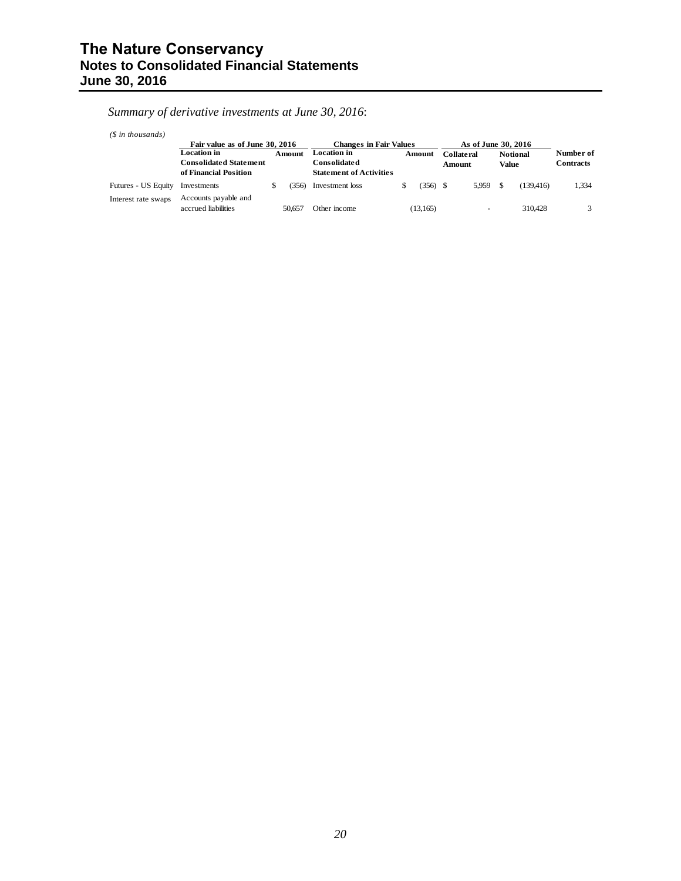*Summary of derivative investments at June 30, 2016*:

*($ in thousands)*

| | Fair value as of June 30, 2016 | | Changes in Fair Values | | As of June 30, 2016 | | |
|---|---|---|---|---|---|---|---|
| | **Location in Consolidated Statement of Financial Position** | **Amount** | **Location in Consolidated Statement of Activities** | **Amount** | **Collateral Amount** | **Notional Value** | **Number of Contracts** |
| Futures - US Equity | Investments | $ (356) | Investment loss | $ (356) | $ 5,959 | $ (139,416) | 1,334 |
| Interest rate swaps | Accounts payable and accrued liabilities | 50,657 | Other income | (13,165) | - | 310,428 | 3 |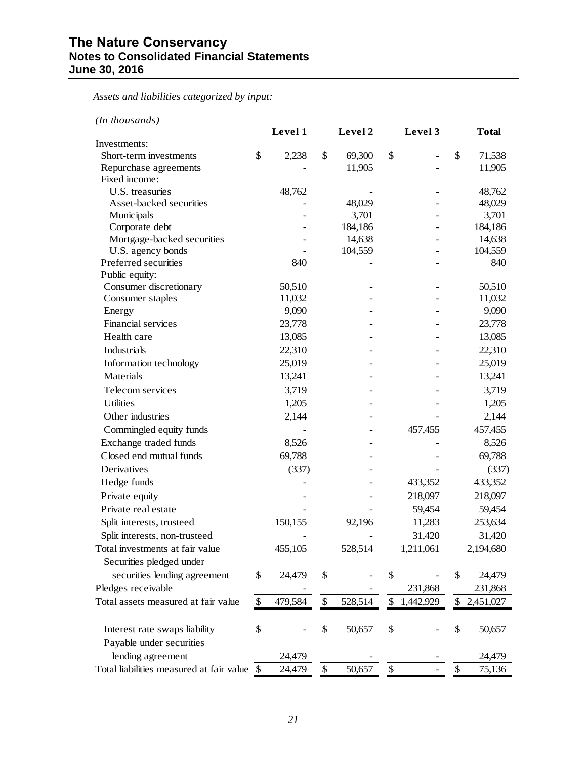# The Nature Conservancy
## Notes to Consolidated Financial Statements
## June 30, 2016

*Assets and liabilities categorized by input:*

*(In thousands)*

| | Level 1 | Level 2 | Level 3 | Total |
|---|---|---|---|---|
| Investments: | | | | |
| Short-term investments | $ 2,238 | $ 69,300 | $ - | $ 71,538 |
| Repurchase agreements | - | 11,905 | - | 11,905 |
| Fixed income: | | | | |
| U.S. treasuries | 48,762 | - | - | 48,762 |
| Asset-backed securities | - | 48,029 | - | 48,029 |
| Municipals | - | 3,701 | - | 3,701 |
| Corporate debt | - | 184,186 | - | 184,186 |
| Mortgage-backed securities | - | 14,638 | - | 14,638 |
| U.S. agency bonds | - | 104,559 | - | 104,559 |
| Preferred securities | 840 | - | - | 840 |
| Public equity: | | | | |
| Consumer discretionary | 50,510 | - | - | 50,510 |
| Consumer staples | 11,032 | - | - | 11,032 |
| Energy | 9,090 | - | - | 9,090 |
| Financial services | 23,778 | - | - | 23,778 |
| Health care | 13,085 | - | - | 13,085 |
| Industrials | 22,310 | - | - | 22,310 |
| Information technology | 25,019 | - | - | 25,019 |
| Materials | 13,241 | - | - | 13,241 |
| Telecom services | 3,719 | - | - | 3,719 |
| Utilities | 1,205 | - | - | 1,205 |
| Other industries | 2,144 | - | - | 2,144 |
| Commingled equity funds | - | - | 457,455 | 457,455 |
| Exchange traded funds | 8,526 | - | - | 8,526 |
| Closed end mutual funds | 69,788 | - | - | 69,788 |
| Derivatives | (337) | - | - | (337) |
| Hedge funds | - | - | 433,352 | 433,352 |
| Private equity | - | - | 218,097 | 218,097 |
| Private real estate | - | - | 59,454 | 59,454 |
| Split interests, trusteed | 150,155 | 92,196 | 11,283 | 253,634 |
| Split interests, non-trusteed | - | - | 31,420 | 31,420 |
| Total investments at fair value | 455,105 | 528,514 | 1,211,061 | 2,194,680 |
| Securities pledged under securities lending agreement | $ 24,479 | $ - | $ - | $ 24,479 |
| Pledges receivable | - | - | 231,868 | 231,868 |
| Total assets measured at fair value | $ 479,584 | $ 528,514 | $ 1,442,929 | $ 2,451,027 |
| | | | | |
| Interest rate swaps liability | $ - | $ 50,657 | $ - | $ 50,657 |
| Payable under securities lending agreement | 24,479 | - | - | 24,479 |
| Total liabilities measured at fair value | $ 24,479 | $ 50,657 | $ - | $ 75,136 |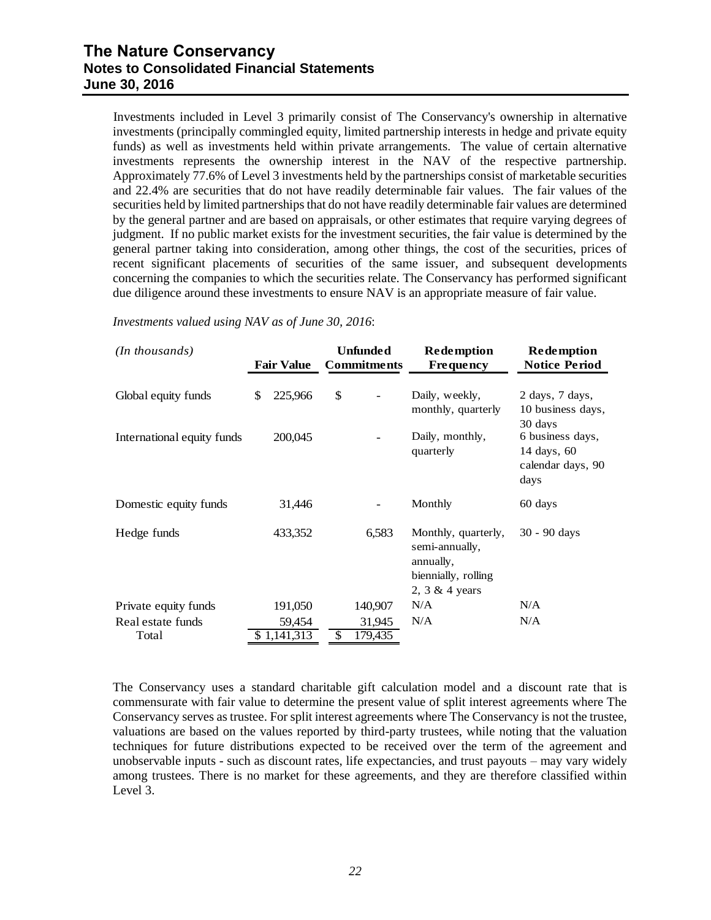Investments included in Level 3 primarily consist of The Conservancy's ownership in alternative investments (principally commingled equity, limited partnership interests in hedge and private equity funds) as well as investments held within private arrangements. The value of certain alternative investments represents the ownership interest in the NAV of the respective partnership. Approximately 77.6% of Level 3 investments held by the partnerships consist of marketable securities and 22.4% are securities that do not have readily determinable fair values. The fair values of the securities held by limited partnerships that do not have readily determinable fair values are determined by the general partner and are based on appraisals, or other estimates that require varying degrees of judgment. If no public market exists for the investment securities, the fair value is determined by the general partner taking into consideration, among other things, the cost of the securities, prices of recent significant placements of securities of the same issuer, and subsequent developments concerning the companies to which the securities relate. The Conservancy has performed significant due diligence around these investments to ensure NAV is an appropriate measure of fair value.

*Investments valued using NAV as of June 30, 2016*:

| *(In thousands)* | Fair Value | Unfunded Commitments | Redemption Frequency | Redemption Notice Period |
|---|---|---|---|---|
| Global equity funds | $ 225,966 | $ - | Daily, weekly, monthly, quarterly | 2 days, 7 days, 10 business days, 30 days |
| International equity funds | 200,045 | - | Daily, monthly, quarterly | 6 business days, 14 days, 60 calendar days, 90 days |
| Domestic equity funds | 31,446 | - | Monthly | 60 days |
| Hedge funds | 433,352 | 6,583 | Monthly, quarterly, semi-annually, annually, biennially, rolling 2, 3 & 4 years | 30 - 90 days |
| Private equity funds | 191,050 | 140,907 | N/A | N/A |
| Real estate funds | 59,454 | 31,945 | N/A | N/A |
| Total | $ 1,141,313 | $ 179,435 | | |

The Conservancy uses a standard charitable gift calculation model and a discount rate that is commensurate with fair value to determine the present value of split interest agreements where The Conservancy serves as trustee. For split interest agreements where The Conservancy is not the trustee, valuations are based on the values reported by third-party trustees, while noting that the valuation techniques for future distributions expected to be received over the term of the agreement and unobservable inputs - such as discount rates, life expectancies, and trust payouts – may vary widely among trustees. There is no market for these agreements, and they are therefore classified within Level 3.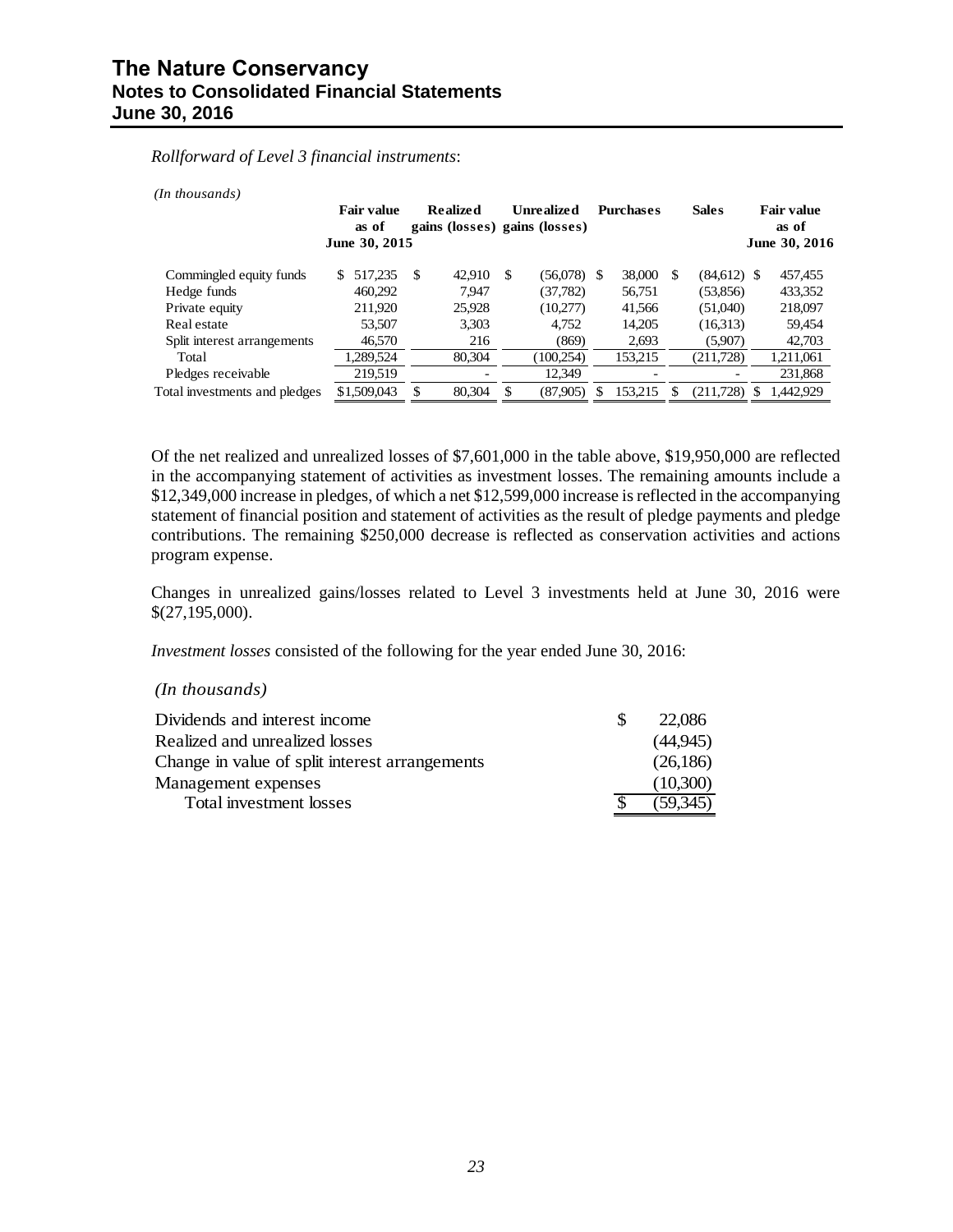*Rollforward of Level 3 financial instruments*:

*(In thousands)*

| | Fair value as of June 30, 2015 | Realized gains (losses) | Unrealized gains (losses) | Purchases | Sales | Fair value as of June 30, 2016 |
|---|---|---|---|---|---|---|
| Commingled equity funds | $ 517,235 | $ 42,910 | $ (56,078) | $ 38,000 | $ (84,612) | $ 457,455 |
| Hedge funds | 460,292 | 7,947 | (37,782) | 56,751 | (53,856) | 433,352 |
| Private equity | 211,920 | 25,928 | (10,277) | 41,566 | (51,040) | 218,097 |
| Real estate | 53,507 | 3,303 | 4,752 | 14,205 | (16,313) | 59,454 |
| Split interest arrangements | 46,570 | 216 | (869) | 2,693 | (5,907) | 42,703 |
| Total | 1,289,524 | 80,304 | (100,254) | 153,215 | (211,728) | 1,211,061 |
| Pledges receivable | 219,519 | - | 12,349 | - | - | 231,868 |
| Total investments and pledges | $1,509,043 | $ 80,304 | $ (87,905) | $ 153,215 | $ (211,728) | $ 1,442,929 |

Of the net realized and unrealized losses of $7,601,000 in the table above, $19,950,000 are reflected in the accompanying statement of activities as investment losses. The remaining amounts include a $12,349,000 increase in pledges, of which a net $12,599,000 increase is reflected in the accompanying statement of financial position and statement of activities as the result of pledge payments and pledge contributions. The remaining $250,000 decrease is reflected as conservation activities and actions program expense.

Changes in unrealized gains/losses related to Level 3 investments held at June 30, 2016 were $(27,195,000).

*Investment losses* consisted of the following for the year ended June 30, 2016:

*(In thousands)*

| | |
|---|---|
| Dividends and interest income | $ 22,086 |
| Realized and unrealized losses | (44,945) |
| Change in value of split interest arrangements | (26,186) |
| Management expenses | (10,300) |
| Total investment losses | $ (59,345) |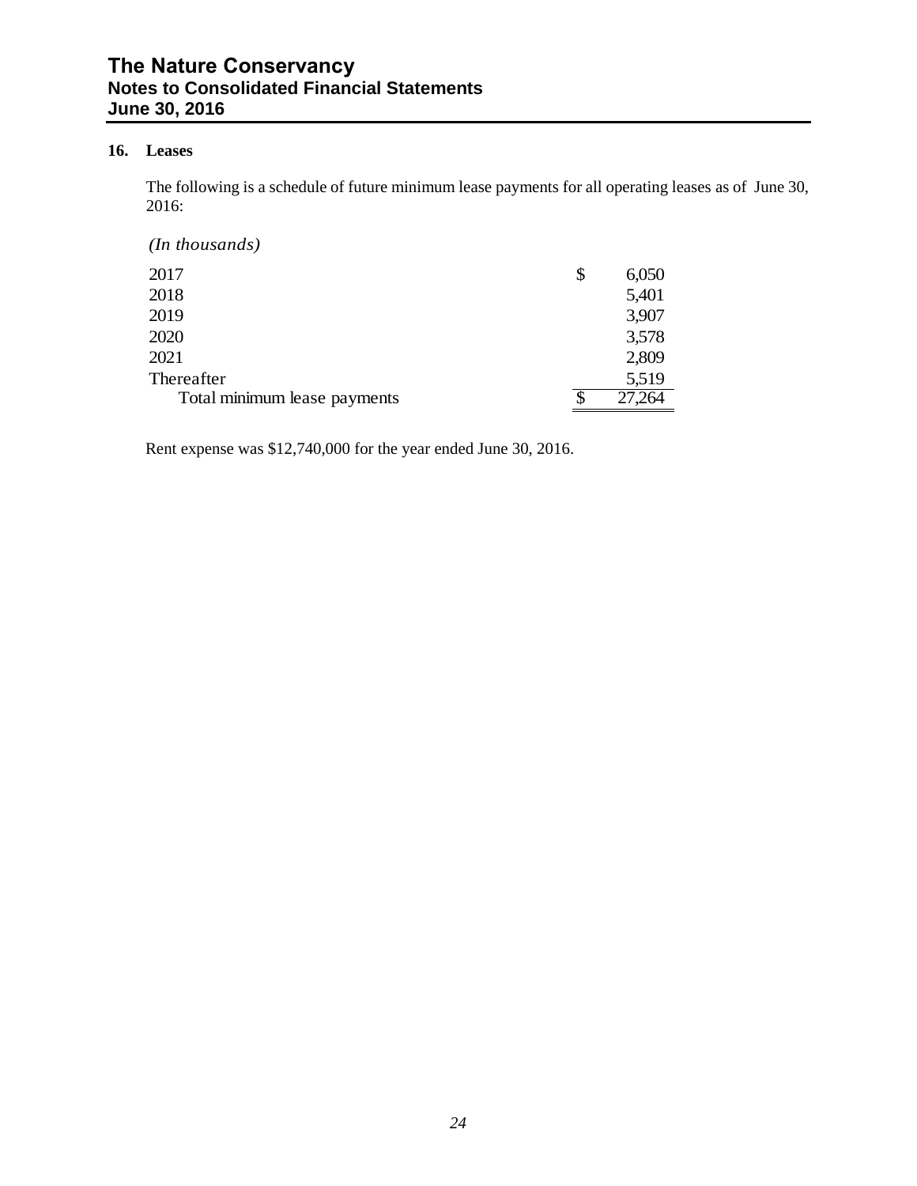## 16. Leases

The following is a schedule of future minimum lease payments for all operating leases as of June 30, 2016:

| *(In thousands)* | |
|---|---|
| 2017 | $ 6,050 |
| 2018 | 5,401 |
| 2019 | 3,907 |
| 2020 | 3,578 |
| 2021 | 2,809 |
| Thereafter | 5,519 |
| Total minimum lease payments | $ 27,264 |

Rent expense was $12,740,000 for the year ended June 30, 2016.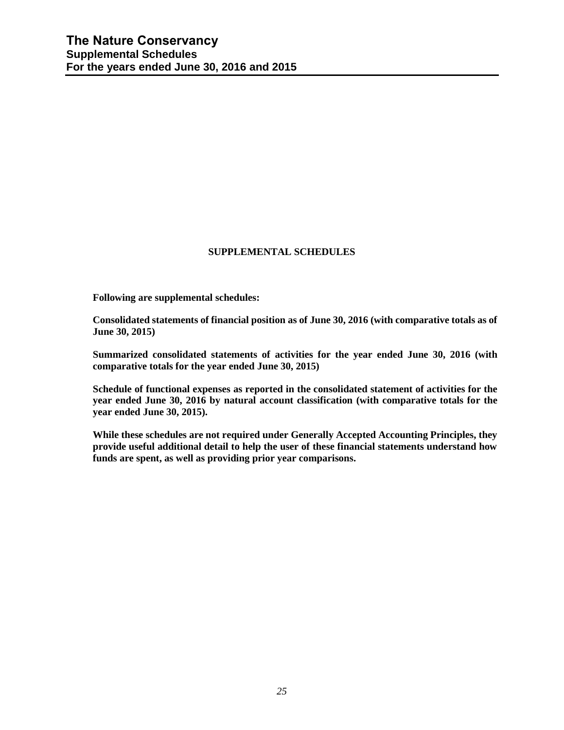# The Nature Conservancy
## Supplemental Schedules
### For the years ended June 30, 2016 and 2015

**SUPPLEMENTAL SCHEDULES**

**Following are supplemental schedules:**

**Consolidated statements of financial position as of June 30, 2016 (with comparative totals as of June 30, 2015)**

**Summarized consolidated statements of activities for the year ended June 30, 2016 (with comparative totals for the year ended June 30, 2015)**

**Schedule of functional expenses as reported in the consolidated statement of activities for the year ended June 30, 2016 by natural account classification (with comparative totals for the year ended June 30, 2015).**

**While these schedules are not required under Generally Accepted Accounting Principles, they provide useful additional detail to help the user of these financial statements understand how funds are spent, as well as providing prior year comparisons.**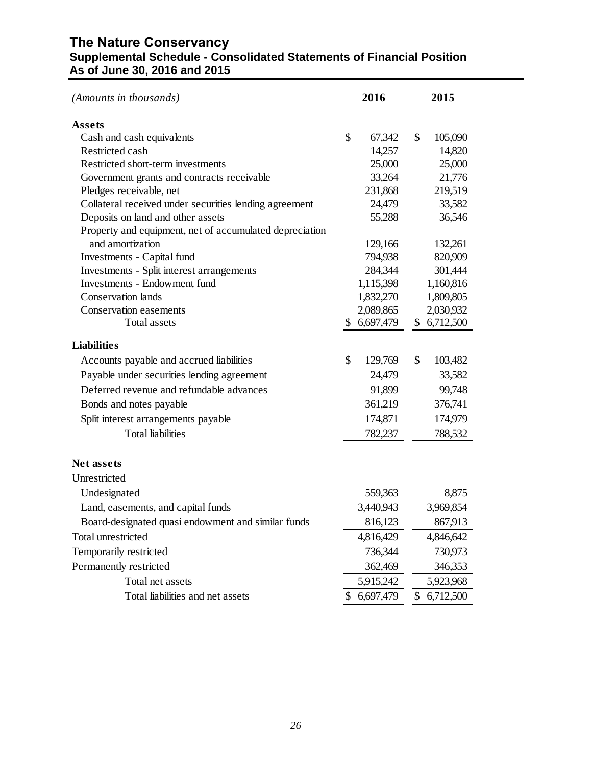# The Nature Conservancy

## Supplemental Schedule - Consolidated Statements of Financial Position

## As of June 30, 2016 and 2015

| *(Amounts in thousands)* | 2016 | 2015 |
|---|---|---|
| **Assets** | | |
| Cash and cash equivalents | $ 67,342 | $ 105,090 |
| Restricted cash | 14,257 | 14,820 |
| Restricted short-term investments | 25,000 | 25,000 |
| Government grants and contracts receivable | 33,264 | 21,776 |
| Pledges receivable, net | 231,868 | 219,519 |
| Collateral received under securities lending agreement | 24,479 | 33,582 |
| Deposits on land and other assets | 55,288 | 36,546 |
| Property and equipment, net of accumulated depreciation and amortization | 129,166 | 132,261 |
| Investments - Capital fund | 794,938 | 820,909 |
| Investments - Split interest arrangements | 284,344 | 301,444 |
| Investments - Endowment fund | 1,115,398 | 1,160,816 |
| Conservation lands | 1,832,270 | 1,809,805 |
| Conservation easements | 2,089,865 | 2,030,932 |
| Total assets | $ 6,697,479 | $ 6,712,500 |
| **Liabilities** | | |
| Accounts payable and accrued liabilities | $ 129,769 | $ 103,482 |
| Payable under securities lending agreement | 24,479 | 33,582 |
| Deferred revenue and refundable advances | 91,899 | 99,748 |
| Bonds and notes payable | 361,219 | 376,741 |
| Split interest arrangements payable | 174,871 | 174,979 |
| Total liabilities | 782,237 | 788,532 |
| **Net assets** | | |
| Unrestricted | | |
| Undesignated | 559,363 | 8,875 |
| Land, easements, and capital funds | 3,440,943 | 3,969,854 |
| Board-designated quasi endowment and similar funds | 816,123 | 867,913 |
| Total unrestricted | 4,816,429 | 4,846,642 |
| Temporarily restricted | 736,344 | 730,973 |
| Permanently restricted | 362,469 | 346,353 |
| Total net assets | 5,915,242 | 5,923,968 |
| Total liabilities and net assets | $ 6,697,479 | $ 6,712,500 |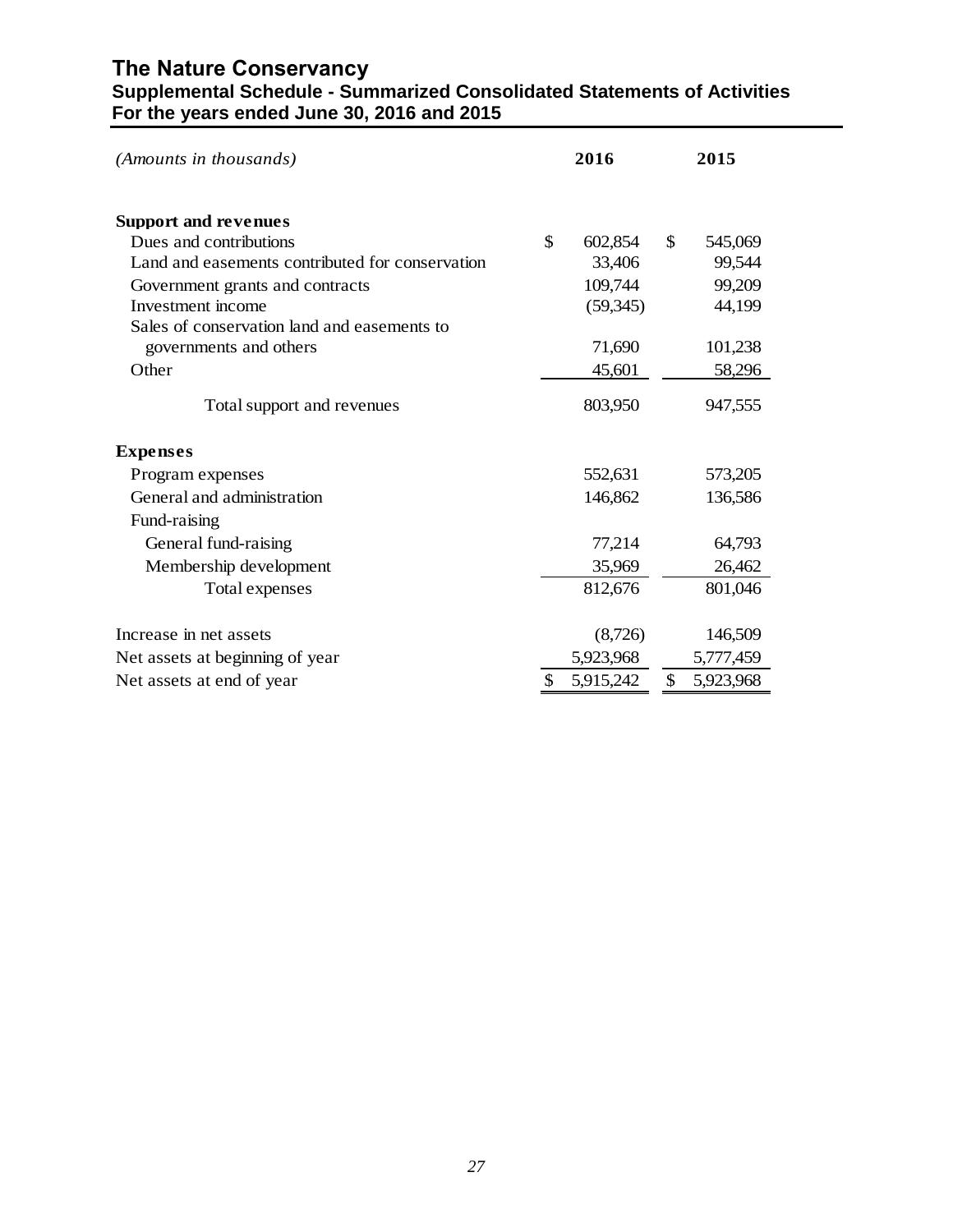# The Nature Conservancy

## Supplemental Schedule - Summarized Consolidated Statements of Activities

## For the years ended June 30, 2016 and 2015

| *(Amounts in thousands)* | 2016 | 2015 |
|---|---|---|
| **Support and revenues** | | |
| Dues and contributions | $ 602,854 | $ 545,069 |
| Land and easements contributed for conservation | 33,406 | 99,544 |
| Government grants and contracts | 109,744 | 99,209 |
| Investment income | (59,345) | 44,199 |
| Sales of conservation land and easements to governments and others | 71,690 | 101,238 |
| Other | 45,601 | 58,296 |
| Total support and revenues | 803,950 | 947,555 |
| **Expenses** | | |
| Program expenses | 552,631 | 573,205 |
| General and administration | 146,862 | 136,586 |
| Fund-raising | | |
| General fund-raising | 77,214 | 64,793 |
| Membership development | 35,969 | 26,462 |
| Total expenses | 812,676 | 801,046 |
| Increase in net assets | (8,726) | 146,509 |
| Net assets at beginning of year | 5,923,968 | 5,777,459 |
| Net assets at end of year | $ 5,915,242 | $ 5,923,968 |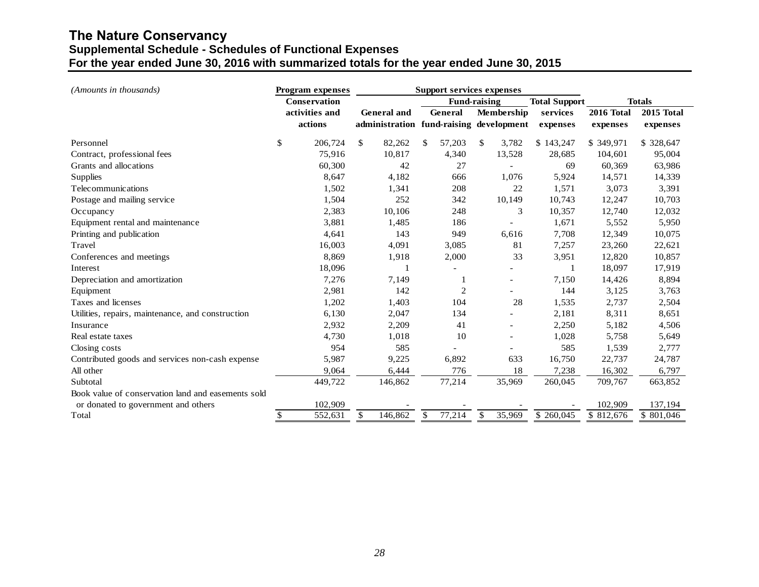# The Nature Conservancy

## Supplemental Schedule - Schedules of Functional Expenses

## For the year ended June 30, 2016 with summarized totals for the year ended June 30, 2015

| *(Amounts in thousands)* | Program expenses | Support services expenses | | | | Totals | |
|---|---|---|---|---|---|---|---|
| | | | Fund-raising | | | | |
| | Conservation activities and actions | General and administration | General fund-raising | Membership development | Total Support services expenses | 2016 Total expenses | 2015 Total expenses |
| Personnel | $ 206,724 | $ 82,262 | $ 57,203 | $ 3,782 | $ 143,247 | $ 349,971 | $ 328,647 |
| Contract, professional fees | 75,916 | 10,817 | 4,340 | 13,528 | 28,685 | 104,601 | 95,004 |
| Grants and allocations | 60,300 | 42 | 27 | - | 69 | 60,369 | 63,986 |
| Supplies | 8,647 | 4,182 | 666 | 1,076 | 5,924 | 14,571 | 14,339 |
| Telecommunications | 1,502 | 1,341 | 208 | 22 | 1,571 | 3,073 | 3,391 |
| Postage and mailing service | 1,504 | 252 | 342 | 10,149 | 10,743 | 12,247 | 10,703 |
| Occupancy | 2,383 | 10,106 | 248 | 3 | 10,357 | 12,740 | 12,032 |
| Equipment rental and maintenance | 3,881 | 1,485 | 186 | - | 1,671 | 5,552 | 5,950 |
| Printing and publication | 4,641 | 143 | 949 | 6,616 | 7,708 | 12,349 | 10,075 |
| Travel | 16,003 | 4,091 | 3,085 | 81 | 7,257 | 23,260 | 22,621 |
| Conferences and meetings | 8,869 | 1,918 | 2,000 | 33 | 3,951 | 12,820 | 10,857 |
| Interest | 18,096 | 1 | - | - | 1 | 18,097 | 17,919 |
| Depreciation and amortization | 7,276 | 7,149 | 1 | - | 7,150 | 14,426 | 8,894 |
| Equipment | 2,981 | 142 | 2 | - | 144 | 3,125 | 3,763 |
| Taxes and licenses | 1,202 | 1,403 | 104 | 28 | 1,535 | 2,737 | 2,504 |
| Utilities, repairs, maintenance, and construction | 6,130 | 2,047 | 134 | - | 2,181 | 8,311 | 8,651 |
| Insurance | 2,932 | 2,209 | 41 | - | 2,250 | 5,182 | 4,506 |
| Real estate taxes | 4,730 | 1,018 | 10 | - | 1,028 | 5,758 | 5,649 |
| Closing costs | 954 | 585 | - | - | 585 | 1,539 | 2,777 |
| Contributed goods and services non-cash expense | 5,987 | 9,225 | 6,892 | 633 | 16,750 | 22,737 | 24,787 |
| All other | 9,064 | 6,444 | 776 | 18 | 7,238 | 16,302 | 6,797 |
| Subtotal | 449,722 | 146,862 | 77,214 | 35,969 | 260,045 | 709,767 | 663,852 |
| Book value of conservation land and easements sold or donated to government and others | 102,909 | - | - | - | - | 102,909 | 137,194 |
| Total | $ 552,631 | $ 146,862 | $ 77,214 | $ 35,969 | $ 260,045 | $ 812,676 | $ 801,046 |